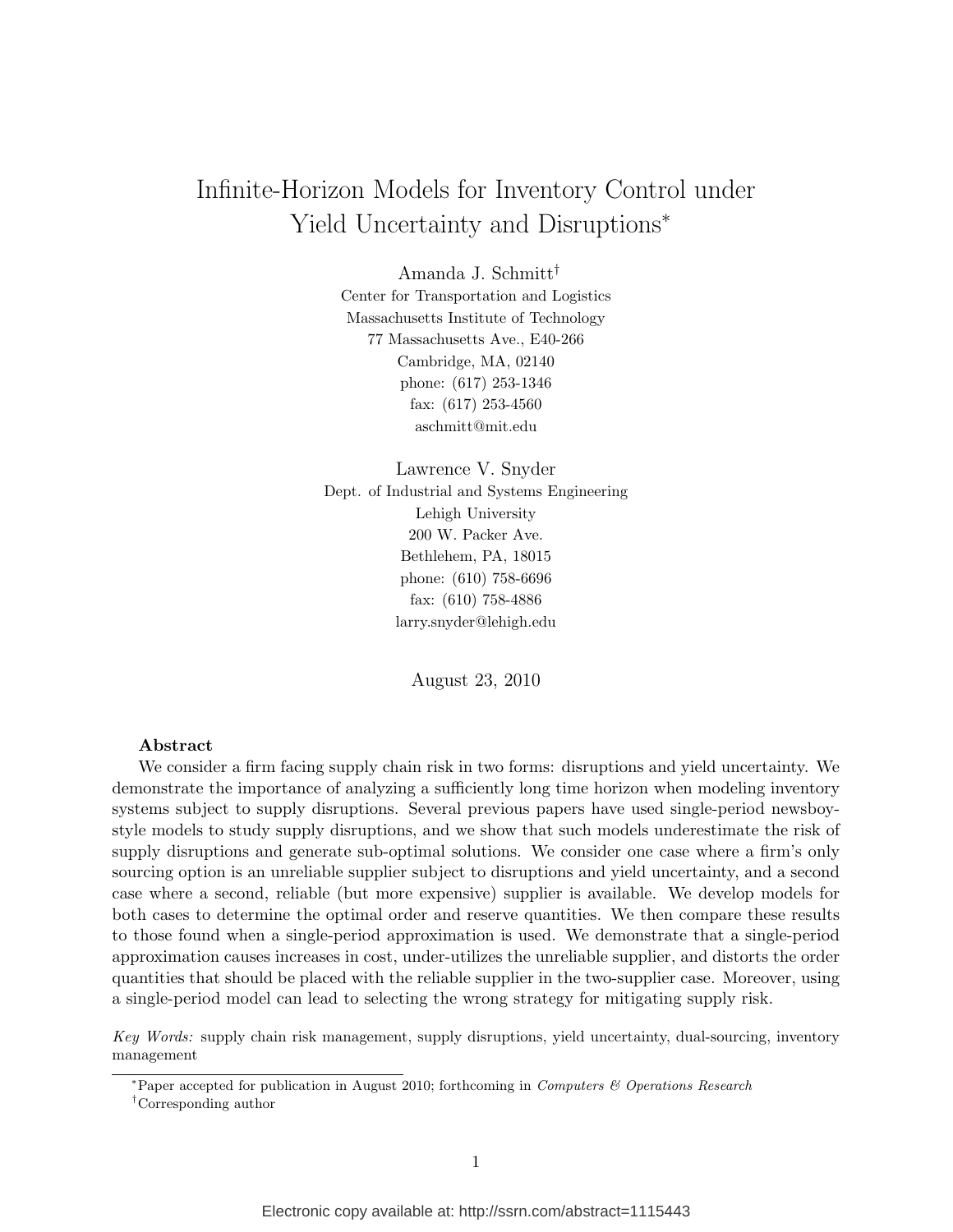# Infinite-Horizon Models for Inventory Control under Yield Uncertainty and Disruptions*

Amanda J. Schmitt†
Center for Transportation and Logistics
Massachusetts Institute of Technology
77 Massachusetts Ave., E40-266
Cambridge, MA, 02140
phone: (617) 253-1346
fax: (617) 253-4560
aschmitt@mit.edu

Lawrence V. Snyder
Dept. of Industrial and Systems Engineering
Lehigh University
200 W. Packer Ave.
Bethlehem, PA, 18015
phone: (610) 758-6696
fax: (610) 758-4886
larry.snyder@lehigh.edu

August 23, 2010

### Abstract

We consider a firm facing supply chain risk in two forms: disruptions and yield uncertainty. We demonstrate the importance of analyzing a sufficiently long time horizon when modeling inventory systems subject to supply disruptions. Several previous papers have used single-period newsboy-style models to study supply disruptions, and we show that such models underestimate the risk of supply disruptions and generate sub-optimal solutions. We consider one case where a firm's only sourcing option is an unreliable supplier subject to disruptions and yield uncertainty, and a second case where a second, reliable (but more expensive) supplier is available. We develop models for both cases to determine the optimal order and reserve quantities. We then compare these results to those found when a single-period approximation is used. We demonstrate that a single-period approximation causes increases in cost, under-utilizes the unreliable supplier, and distorts the order quantities that should be placed with the reliable supplier in the two-supplier case. Moreover, using a single-period model can lead to selecting the wrong strategy for mitigating supply risk.

*Key Words:* supply chain risk management, supply disruptions, yield uncertainty, dual-sourcing, inventory management

*Paper accepted for publication in August 2010; forthcoming in *Computers & Operations Research*

†Corresponding author

Electronic copy available at: http://ssrn.com/abstract=1115443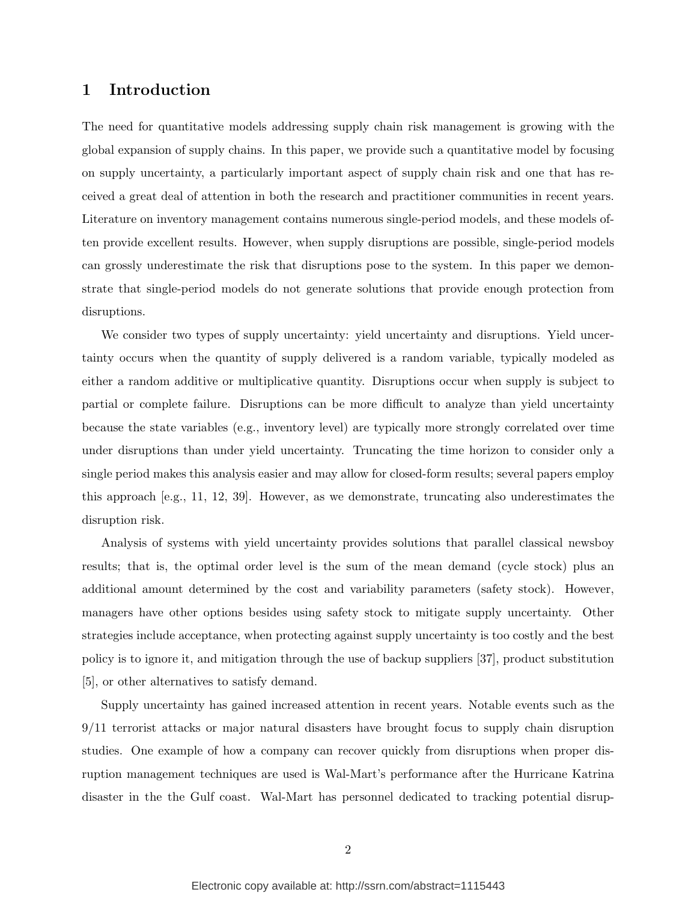# 1 Introduction

The need for quantitative models addressing supply chain risk management is growing with the global expansion of supply chains. In this paper, we provide such a quantitative model by focusing on supply uncertainty, a particularly important aspect of supply chain risk and one that has received a great deal of attention in both the research and practitioner communities in recent years. Literature on inventory management contains numerous single-period models, and these models often provide excellent results. However, when supply disruptions are possible, single-period models can grossly underestimate the risk that disruptions pose to the system. In this paper we demonstrate that single-period models do not generate solutions that provide enough protection from disruptions.

We consider two types of supply uncertainty: yield uncertainty and disruptions. Yield uncertainty occurs when the quantity of supply delivered is a random variable, typically modeled as either a random additive or multiplicative quantity. Disruptions occur when supply is subject to partial or complete failure. Disruptions can be more difficult to analyze than yield uncertainty because the state variables (e.g., inventory level) are typically more strongly correlated over time under disruptions than under yield uncertainty. Truncating the time horizon to consider only a single period makes this analysis easier and may allow for closed-form results; several papers employ this approach [e.g., 11, 12, 39]. However, as we demonstrate, truncating also underestimates the disruption risk.

Analysis of systems with yield uncertainty provides solutions that parallel classical newsboy results; that is, the optimal order level is the sum of the mean demand (cycle stock) plus an additional amount determined by the cost and variability parameters (safety stock). However, managers have other options besides using safety stock to mitigate supply uncertainty. Other strategies include acceptance, when protecting against supply uncertainty is too costly and the best policy is to ignore it, and mitigation through the use of backup suppliers [37], product substitution [5], or other alternatives to satisfy demand.

Supply uncertainty has gained increased attention in recent years. Notable events such as the 9/11 terrorist attacks or major natural disasters have brought focus to supply chain disruption studies. One example of how a company can recover quickly from disruptions when proper disruption management techniques are used is Wal-Mart's performance after the Hurricane Katrina disaster in the the Gulf coast. Wal-Mart has personnel dedicated to tracking potential disrup-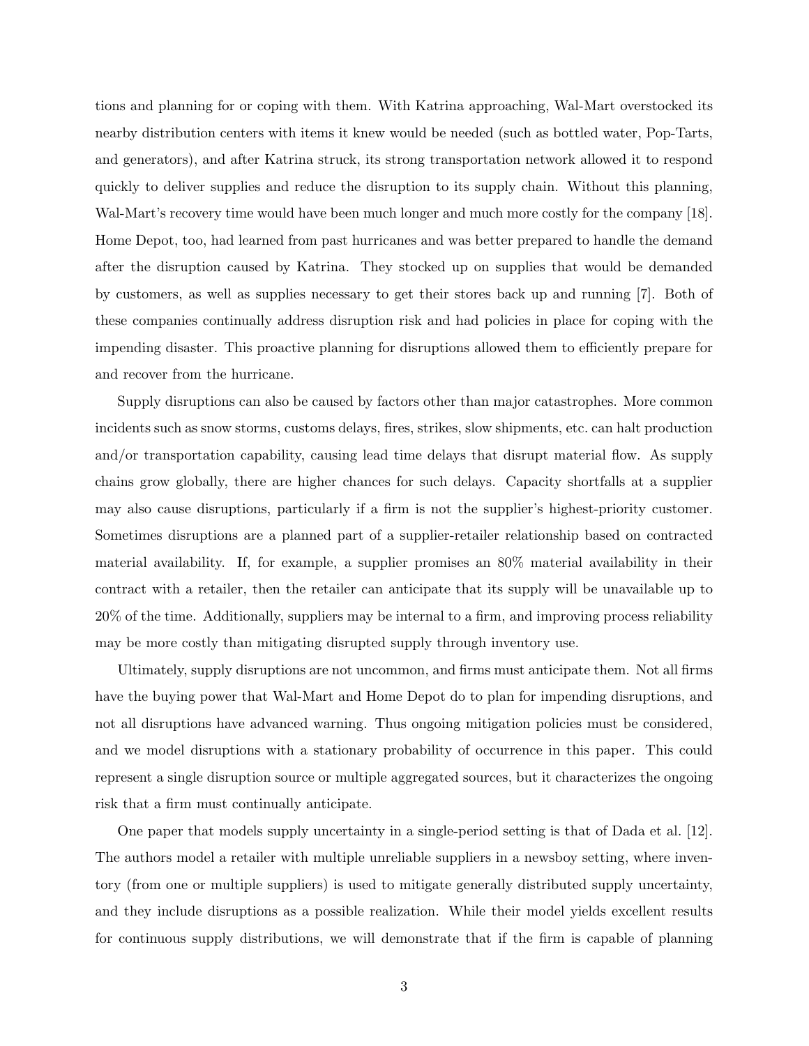tions and planning for or coping with them. With Katrina approaching, Wal-Mart overstocked its nearby distribution centers with items it knew would be needed (such as bottled water, Pop-Tarts, and generators), and after Katrina struck, its strong transportation network allowed it to respond quickly to deliver supplies and reduce the disruption to its supply chain. Without this planning, Wal-Mart's recovery time would have been much longer and much more costly for the company [18]. Home Depot, too, had learned from past hurricanes and was better prepared to handle the demand after the disruption caused by Katrina. They stocked up on supplies that would be demanded by customers, as well as supplies necessary to get their stores back up and running [7]. Both of these companies continually address disruption risk and had policies in place for coping with the impending disaster. This proactive planning for disruptions allowed them to efficiently prepare for and recover from the hurricane.

Supply disruptions can also be caused by factors other than major catastrophes. More common incidents such as snow storms, customs delays, fires, strikes, slow shipments, etc. can halt production and/or transportation capability, causing lead time delays that disrupt material flow. As supply chains grow globally, there are higher chances for such delays. Capacity shortfalls at a supplier may also cause disruptions, particularly if a firm is not the supplier's highest-priority customer. Sometimes disruptions are a planned part of a supplier-retailer relationship based on contracted material availability. If, for example, a supplier promises an 80% material availability in their contract with a retailer, then the retailer can anticipate that its supply will be unavailable up to 20% of the time. Additionally, suppliers may be internal to a firm, and improving process reliability may be more costly than mitigating disrupted supply through inventory use.

Ultimately, supply disruptions are not uncommon, and firms must anticipate them. Not all firms have the buying power that Wal-Mart and Home Depot do to plan for impending disruptions, and not all disruptions have advanced warning. Thus ongoing mitigation policies must be considered, and we model disruptions with a stationary probability of occurrence in this paper. This could represent a single disruption source or multiple aggregated sources, but it characterizes the ongoing risk that a firm must continually anticipate.

One paper that models supply uncertainty in a single-period setting is that of Dada et al. [12]. The authors model a retailer with multiple unreliable suppliers in a newsboy setting, where inventory (from one or multiple suppliers) is used to mitigate generally distributed supply uncertainty, and they include disruptions as a possible realization. While their model yields excellent results for continuous supply distributions, we will demonstrate that if the firm is capable of planning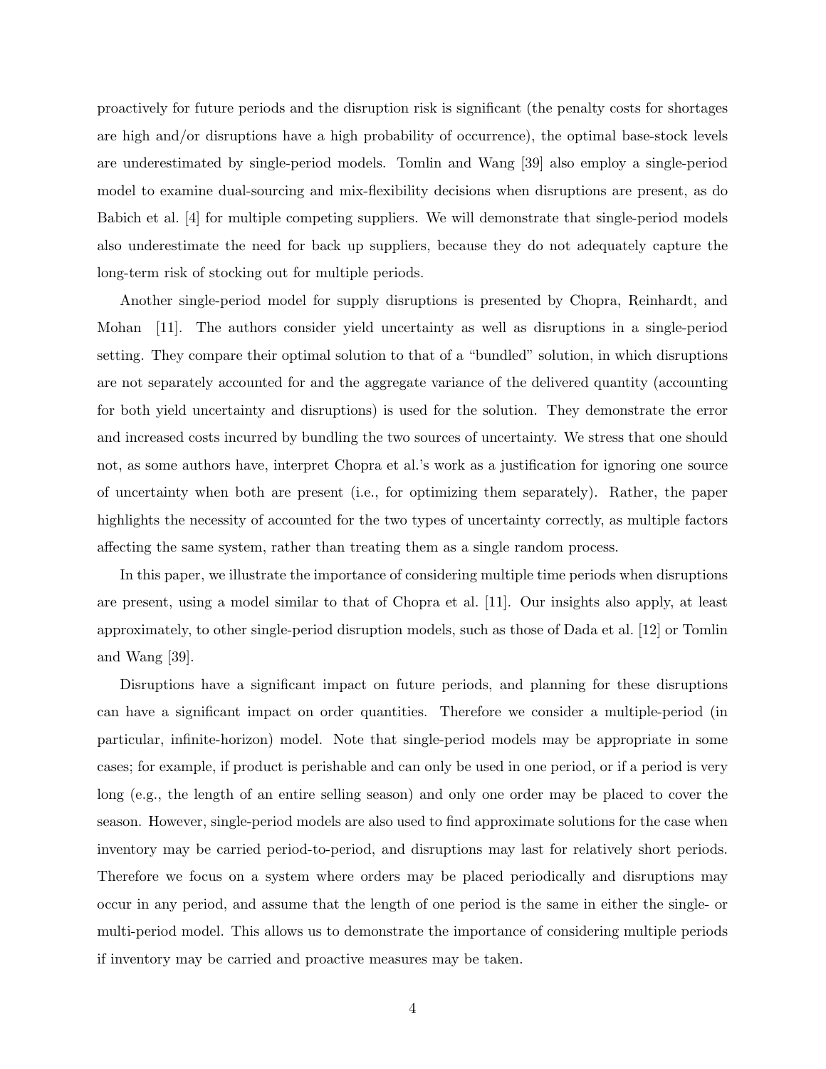proactively for future periods and the disruption risk is significant (the penalty costs for shortages are high and/or disruptions have a high probability of occurrence), the optimal base-stock levels are underestimated by single-period models. Tomlin and Wang [39] also employ a single-period model to examine dual-sourcing and mix-flexibility decisions when disruptions are present, as do Babich et al. [4] for multiple competing suppliers. We will demonstrate that single-period models also underestimate the need for back up suppliers, because they do not adequately capture the long-term risk of stocking out for multiple periods.

Another single-period model for supply disruptions is presented by Chopra, Reinhardt, and Mohan [11]. The authors consider yield uncertainty as well as disruptions in a single-period setting. They compare their optimal solution to that of a "bundled" solution, in which disruptions are not separately accounted for and the aggregate variance of the delivered quantity (accounting for both yield uncertainty and disruptions) is used for the solution. They demonstrate the error and increased costs incurred by bundling the two sources of uncertainty. We stress that one should not, as some authors have, interpret Chopra et al.'s work as a justification for ignoring one source of uncertainty when both are present (i.e., for optimizing them separately). Rather, the paper highlights the necessity of accounted for the two types of uncertainty correctly, as multiple factors affecting the same system, rather than treating them as a single random process.

In this paper, we illustrate the importance of considering multiple time periods when disruptions are present, using a model similar to that of Chopra et al. [11]. Our insights also apply, at least approximately, to other single-period disruption models, such as those of Dada et al. [12] or Tomlin and Wang [39].

Disruptions have a significant impact on future periods, and planning for these disruptions can have a significant impact on order quantities. Therefore we consider a multiple-period (in particular, infinite-horizon) model. Note that single-period models may be appropriate in some cases; for example, if product is perishable and can only be used in one period, or if a period is very long (e.g., the length of an entire selling season) and only one order may be placed to cover the season. However, single-period models are also used to find approximate solutions for the case when inventory may be carried period-to-period, and disruptions may last for relatively short periods. Therefore we focus on a system where orders may be placed periodically and disruptions may occur in any period, and assume that the length of one period is the same in either the single- or multi-period model. This allows us to demonstrate the importance of considering multiple periods if inventory may be carried and proactive measures may be taken.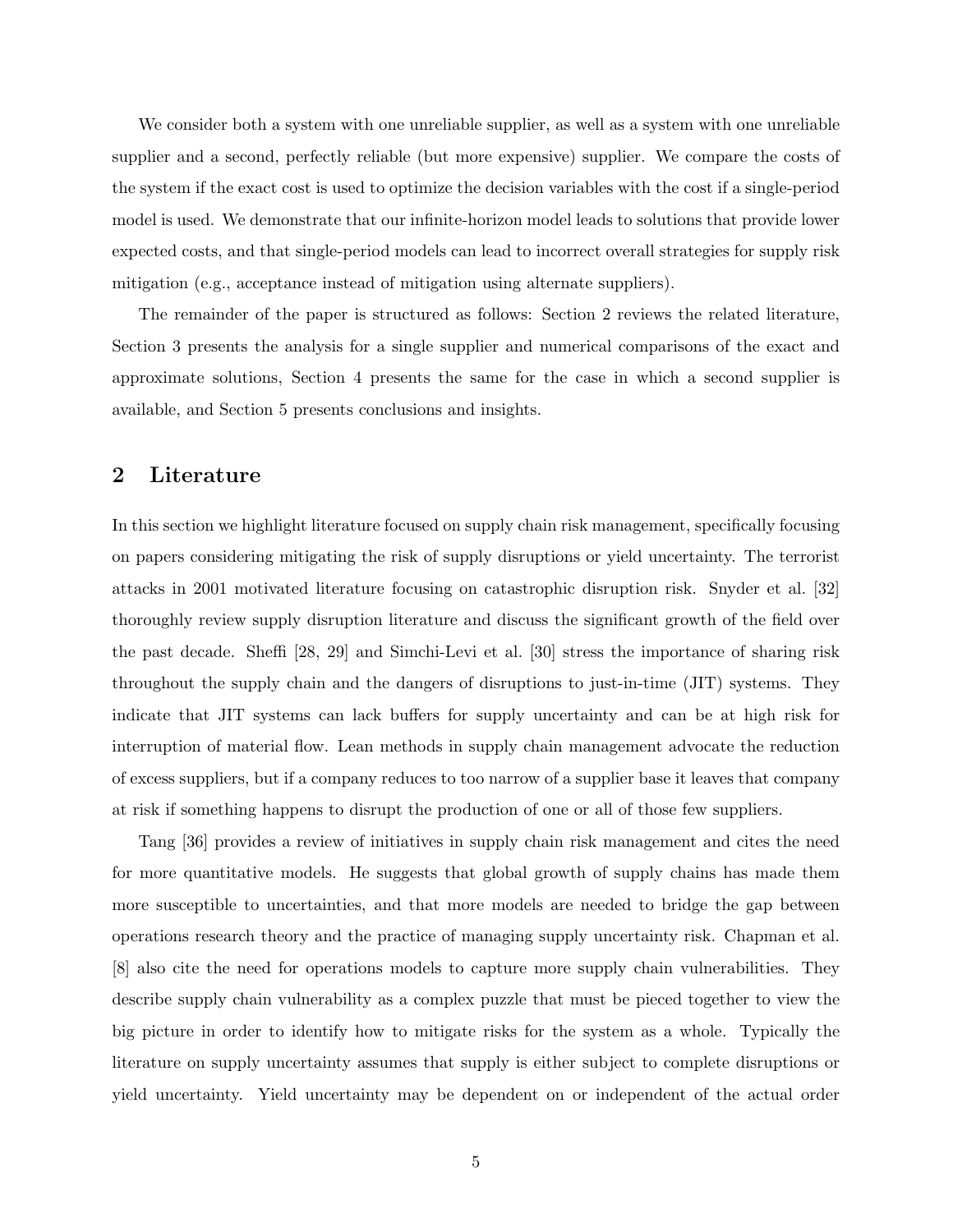We consider both a system with one unreliable supplier, as well as a system with one unreliable supplier and a second, perfectly reliable (but more expensive) supplier. We compare the costs of the system if the exact cost is used to optimize the decision variables with the cost if a single-period model is used. We demonstrate that our infinite-horizon model leads to solutions that provide lower expected costs, and that single-period models can lead to incorrect overall strategies for supply risk mitigation (e.g., acceptance instead of mitigation using alternate suppliers).

The remainder of the paper is structured as follows: Section 2 reviews the related literature, Section 3 presents the analysis for a single supplier and numerical comparisons of the exact and approximate solutions, Section 4 presents the same for the case in which a second supplier is available, and Section 5 presents conclusions and insights.

## 2 Literature

In this section we highlight literature focused on supply chain risk management, specifically focusing on papers considering mitigating the risk of supply disruptions or yield uncertainty. The terrorist attacks in 2001 motivated literature focusing on catastrophic disruption risk. Snyder et al. [32] thoroughly review supply disruption literature and discuss the significant growth of the field over the past decade. Sheffi [28, 29] and Simchi-Levi et al. [30] stress the importance of sharing risk throughout the supply chain and the dangers of disruptions to just-in-time (JIT) systems. They indicate that JIT systems can lack buffers for supply uncertainty and can be at high risk for interruption of material flow. Lean methods in supply chain management advocate the reduction of excess suppliers, but if a company reduces to too narrow of a supplier base it leaves that company at risk if something happens to disrupt the production of one or all of those few suppliers.

Tang [36] provides a review of initiatives in supply chain risk management and cites the need for more quantitative models. He suggests that global growth of supply chains has made them more susceptible to uncertainties, and that more models are needed to bridge the gap between operations research theory and the practice of managing supply uncertainty risk. Chapman et al. [8] also cite the need for operations models to capture more supply chain vulnerabilities. They describe supply chain vulnerability as a complex puzzle that must be pieced together to view the big picture in order to identify how to mitigate risks for the system as a whole. Typically the literature on supply uncertainty assumes that supply is either subject to complete disruptions or yield uncertainty. Yield uncertainty may be dependent on or independent of the actual order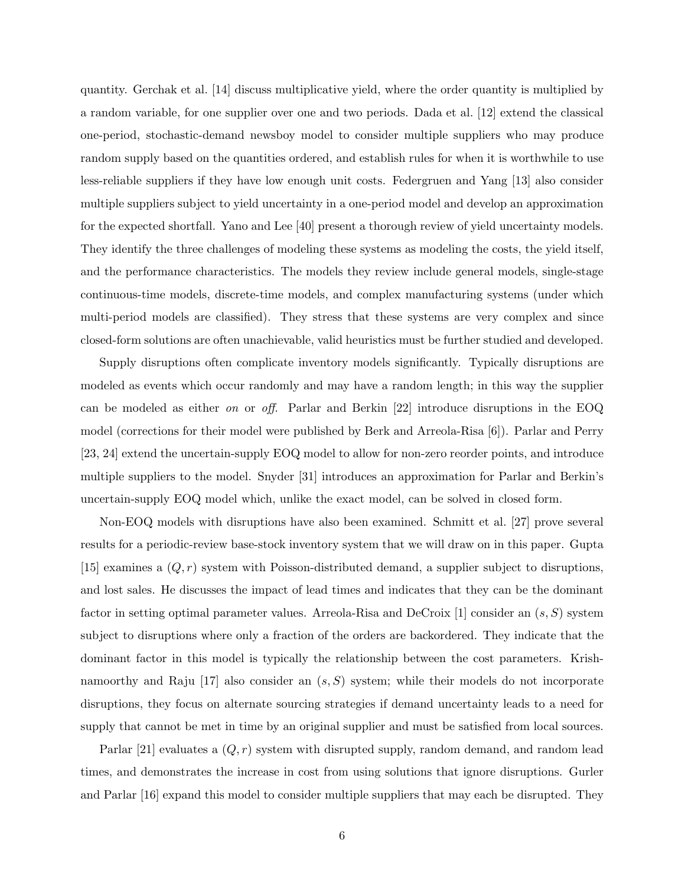quantity. Gerchak et al. [14] discuss multiplicative yield, where the order quantity is multiplied by a random variable, for one supplier over one and two periods. Dada et al. [12] extend the classical one-period, stochastic-demand newsboy model to consider multiple suppliers who may produce random supply based on the quantities ordered, and establish rules for when it is worthwhile to use less-reliable suppliers if they have low enough unit costs. Federgruen and Yang [13] also consider multiple suppliers subject to yield uncertainty in a one-period model and develop an approximation for the expected shortfall. Yano and Lee [40] present a thorough review of yield uncertainty models. They identify the three challenges of modeling these systems as modeling the costs, the yield itself, and the performance characteristics. The models they review include general models, single-stage continuous-time models, discrete-time models, and complex manufacturing systems (under which multi-period models are classified). They stress that these systems are very complex and since closed-form solutions are often unachievable, valid heuristics must be further studied and developed.

Supply disruptions often complicate inventory models significantly. Typically disruptions are modeled as events which occur randomly and may have a random length; in this way the supplier can be modeled as either *on* or *off*. Parlar and Berkin [22] introduce disruptions in the EOQ model (corrections for their model were published by Berk and Arreola-Risa [6]). Parlar and Perry [23, 24] extend the uncertain-supply EOQ model to allow for non-zero reorder points, and introduce multiple suppliers to the model. Snyder [31] introduces an approximation for Parlar and Berkin's uncertain-supply EOQ model which, unlike the exact model, can be solved in closed form.

Non-EOQ models with disruptions have also been examined. Schmitt et al. [27] prove several results for a periodic-review base-stock inventory system that we will draw on in this paper. Gupta [15] examines a $(Q, r)$ system with Poisson-distributed demand, a supplier subject to disruptions, and lost sales. He discusses the impact of lead times and indicates that they can be the dominant factor in setting optimal parameter values. Arreola-Risa and DeCroix [1] consider an $(s, S)$ system subject to disruptions where only a fraction of the orders are backordered. They indicate that the dominant factor in this model is typically the relationship between the cost parameters. Krishnamoorthy and Raju [17] also consider an $(s, S)$ system; while their models do not incorporate disruptions, they focus on alternate sourcing strategies if demand uncertainty leads to a need for supply that cannot be met in time by an original supplier and must be satisfied from local sources.

Parlar [21] evaluates a $(Q, r)$ system with disrupted supply, random demand, and random lead times, and demonstrates the increase in cost from using solutions that ignore disruptions. Gurler and Parlar [16] expand this model to consider multiple suppliers that may each be disrupted. They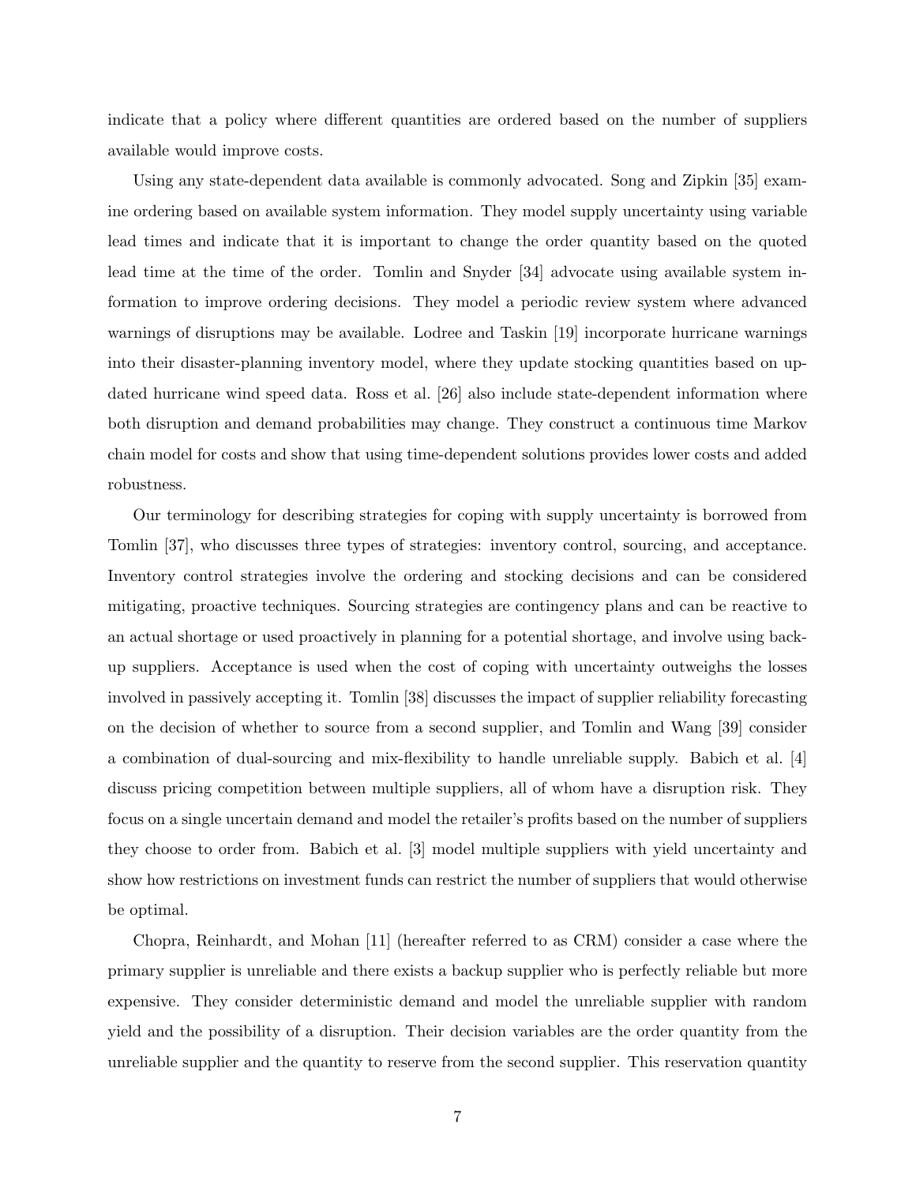indicate that a policy where different quantities are ordered based on the number of suppliers available would improve costs.

Using any state-dependent data available is commonly advocated. Song and Zipkin [35] examine ordering based on available system information. They model supply uncertainty using variable lead times and indicate that it is important to change the order quantity based on the quoted lead time at the time of the order. Tomlin and Snyder [34] advocate using available system information to improve ordering decisions. They model a periodic review system where advanced warnings of disruptions may be available. Lodree and Taskin [19] incorporate hurricane warnings into their disaster-planning inventory model, where they update stocking quantities based on updated hurricane wind speed data. Ross et al. [26] also include state-dependent information where both disruption and demand probabilities may change. They construct a continuous time Markov chain model for costs and show that using time-dependent solutions provides lower costs and added robustness.

Our terminology for describing strategies for coping with supply uncertainty is borrowed from Tomlin [37], who discusses three types of strategies: inventory control, sourcing, and acceptance. Inventory control strategies involve the ordering and stocking decisions and can be considered mitigating, proactive techniques. Sourcing strategies are contingency plans and can be reactive to an actual shortage or used proactively in planning for a potential shortage, and involve using back-up suppliers. Acceptance is used when the cost of coping with uncertainty outweighs the losses involved in passively accepting it. Tomlin [38] discusses the impact of supplier reliability forecasting on the decision of whether to source from a second supplier, and Tomlin and Wang [39] consider a combination of dual-sourcing and mix-flexibility to handle unreliable supply. Babich et al. [4] discuss pricing competition between multiple suppliers, all of whom have a disruption risk. They focus on a single uncertain demand and model the retailer's profits based on the number of suppliers they choose to order from. Babich et al. [3] model multiple suppliers with yield uncertainty and show how restrictions on investment funds can restrict the number of suppliers that would otherwise be optimal.

Chopra, Reinhardt, and Mohan [11] (hereafter referred to as CRM) consider a case where the primary supplier is unreliable and there exists a backup supplier who is perfectly reliable but more expensive. They consider deterministic demand and model the unreliable supplier with random yield and the possibility of a disruption. Their decision variables are the order quantity from the unreliable supplier and the quantity to reserve from the second supplier. This reservation quantity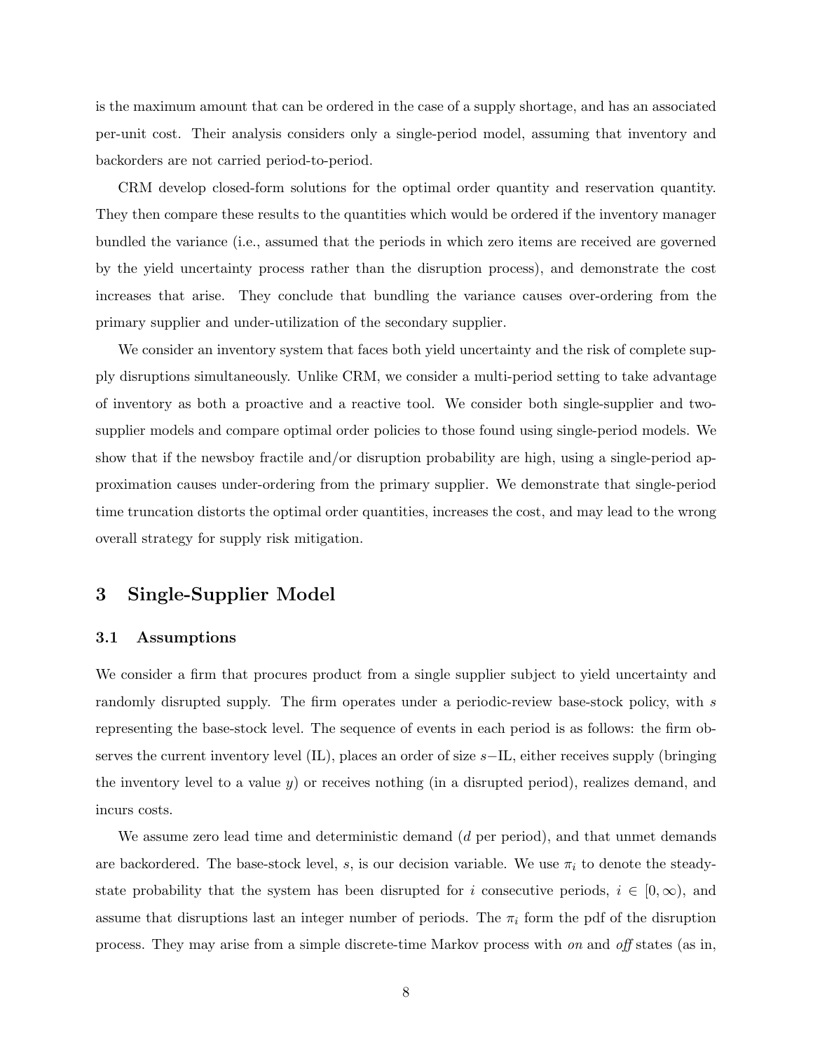is the maximum amount that can be ordered in the case of a supply shortage, and has an associated per-unit cost. Their analysis considers only a single-period model, assuming that inventory and backorders are not carried period-to-period.

CRM develop closed-form solutions for the optimal order quantity and reservation quantity. They then compare these results to the quantities which would be ordered if the inventory manager bundled the variance (i.e., assumed that the periods in which zero items are received are governed by the yield uncertainty process rather than the disruption process), and demonstrate the cost increases that arise. They conclude that bundling the variance causes over-ordering from the primary supplier and under-utilization of the secondary supplier.

We consider an inventory system that faces both yield uncertainty and the risk of complete supply disruptions simultaneously. Unlike CRM, we consider a multi-period setting to take advantage of inventory as both a proactive and a reactive tool. We consider both single-supplier and two-supplier models and compare optimal order policies to those found using single-period models. We show that if the newsboy fractile and/or disruption probability are high, using a single-period approximation causes under-ordering from the primary supplier. We demonstrate that single-period time truncation distorts the optimal order quantities, increases the cost, and may lead to the wrong overall strategy for supply risk mitigation.

# 3 Single-Supplier Model

## 3.1 Assumptions

We consider a firm that procures product from a single supplier subject to yield uncertainty and randomly disrupted supply. The firm operates under a periodic-review base-stock policy, with $s$ representing the base-stock level. The sequence of events in each period is as follows: the firm observes the current inventory level (IL), places an order of size $s-\text{IL}$, either receives supply (bringing the inventory level to a value $y$) or receives nothing (in a disrupted period), realizes demand, and incurs costs.

We assume zero lead time and deterministic demand ($d$ per period), and that unmet demands are backordered. The base-stock level, $s$, is our decision variable. We use $\pi_i$ to denote the steady-state probability that the system has been disrupted for $i$ consecutive periods, $i \in [0, \infty)$, and assume that disruptions last an integer number of periods. The $\pi_i$ form the pdf of the disruption process. They may arise from a simple discrete-time Markov process with *on* and *off* states (as in,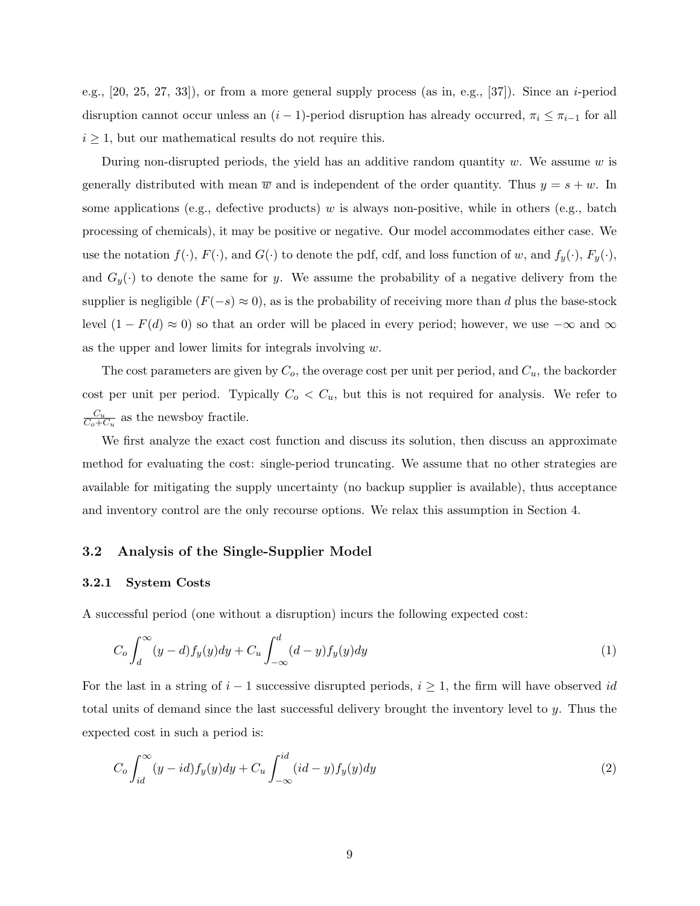e.g., [20, 25, 27, 33]), or from a more general supply process (as in, e.g., [37]). Since an $i$-period disruption cannot occur unless an $(i-1)$-period disruption has already occurred, $\pi_i \leq \pi_{i-1}$ for all $i \geq 1$, but our mathematical results do not require this.

During non-disrupted periods, the yield has an additive random quantity $w$. We assume $w$ is generally distributed with mean $\overline{w}$ and is independent of the order quantity. Thus $y = s + w$. In some applications (e.g., defective products) $w$ is always non-positive, while in others (e.g., batch processing of chemicals), it may be positive or negative. Our model accommodates either case. We use the notation $f(\cdot)$, $F(\cdot)$, and $G(\cdot)$ to denote the pdf, cdf, and loss function of $w$, and $f_y(\cdot)$, $F_y(\cdot)$, and $G_y(\cdot)$ to denote the same for $y$. We assume the probability of a negative delivery from the supplier is negligible ($F(-s) \approx 0$), as is the probability of receiving more than $d$ plus the base-stock level ($1 - F(d) \approx 0$) so that an order will be placed in every period; however, we use $-\infty$ and $\infty$ as the upper and lower limits for integrals involving $w$.

The cost parameters are given by $C_o$, the overage cost per unit per period, and $C_u$, the backorder cost per unit per period. Typically $C_o < C_u$, but this is not required for analysis. We refer to $\frac{C_u}{C_o + C_u}$ as the newsboy fractile.

We first analyze the exact cost function and discuss its solution, then discuss an approximate method for evaluating the cost: single-period truncating. We assume that no other strategies are available for mitigating the supply uncertainty (no backup supplier is available), thus acceptance and inventory control are the only recourse options. We relax this assumption in Section 4.

### 3.2 Analysis of the Single-Supplier Model

#### 3.2.1 System Costs

A successful period (one without a disruption) incurs the following expected cost:

$$C_o \int_d^\infty (y - d) f_y(y) dy + C_u \int_{-\infty}^d (d - y) f_y(y) dy \tag{1}$$

For the last in a string of $i - 1$ successive disrupted periods, $i \geq 1$, the firm will have observed $id$ total units of demand since the last successful delivery brought the inventory level to $y$. Thus the expected cost in such a period is:

$$C_o \int_{id}^\infty (y - id) f_y(y) dy + C_u \int_{-\infty}^{id} (id - y) f_y(y) dy \tag{2}$$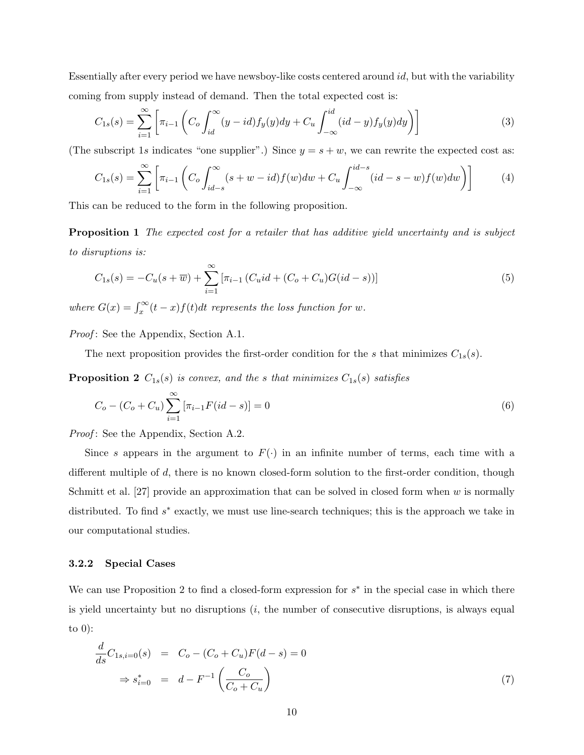Essentially after every period we have newsboy-like costs centered around $id$, but with the variability coming from supply instead of demand. Then the total expected cost is:

$$C_{1s}(s) = \sum_{i=1}^{\infty} \left[ \pi_{i-1} \left( C_o \int_{id}^{\infty} (y - id) f_y(y) dy + C_u \int_{-\infty}^{id} (id - y) f_y(y) dy \right) \right] \tag{3}$$

(The subscript $1s$ indicates "one supplier".) Since $y = s + w$, we can rewrite the expected cost as:

$$C_{1s}(s) = \sum_{i=1}^{\infty} \left[ \pi_{i-1} \left( C_o \int_{id-s}^{\infty} (s + w - id) f(w) dw + C_u \int_{-\infty}^{id-s} (id - s - w) f(w) dw \right) \right] \tag{4}$$

This can be reduced to the form in the following proposition.

**Proposition 1** *The expected cost for a retailer that has additive yield uncertainty and is subject to disruptions is:*

$$C_{1s}(s) = -C_u(s + \overline{w}) + \sum_{i=1}^{\infty} \left[ \pi_{i-1} \left( C_u id + (C_o + C_u) G(id - s) \right) \right] \tag{5}$$

*where $G(x) = \int_x^{\infty} (t - x) f(t) dt$ represents the loss function for $w$.*

*Proof*: See the Appendix, Section A.1.

The next proposition provides the first-order condition for the $s$ that minimizes $C_{1s}(s)$.

**Proposition 2** *$C_{1s}(s)$ is convex, and the $s$ that minimizes $C_{1s}(s)$ satisfies*

$$C_o - (C_o + C_u) \sum_{i=1}^{\infty} \left[ \pi_{i-1} F(id - s) \right] = 0 \tag{6}$$

*Proof*: See the Appendix, Section A.2.

Since $s$ appears in the argument to $F(\cdot)$ in an infinite number of terms, each time with a different multiple of $d$, there is no known closed-form solution to the first-order condition, though Schmitt et al. [27] provide an approximation that can be solved in closed form when $w$ is normally distributed. To find $s^*$ exactly, we must use line-search techniques; this is the approach we take in our computational studies.

### 3.2.2 Special Cases

We can use Proposition 2 to find a closed-form expression for $s^*$ in the special case in which there is yield uncertainty but no disruptions ($i$, the number of consecutive disruptions, is always equal to 0):

$$\begin{aligned} \frac{d}{ds} C_{1s,i=0}(s) &= C_o - (C_o + C_u) F(d - s) = 0 \\ \Rightarrow s^*_{i=0} &= d - F^{-1}\left( \frac{C_o}{C_o + C_u} \right) \end{aligned} \tag{7}$$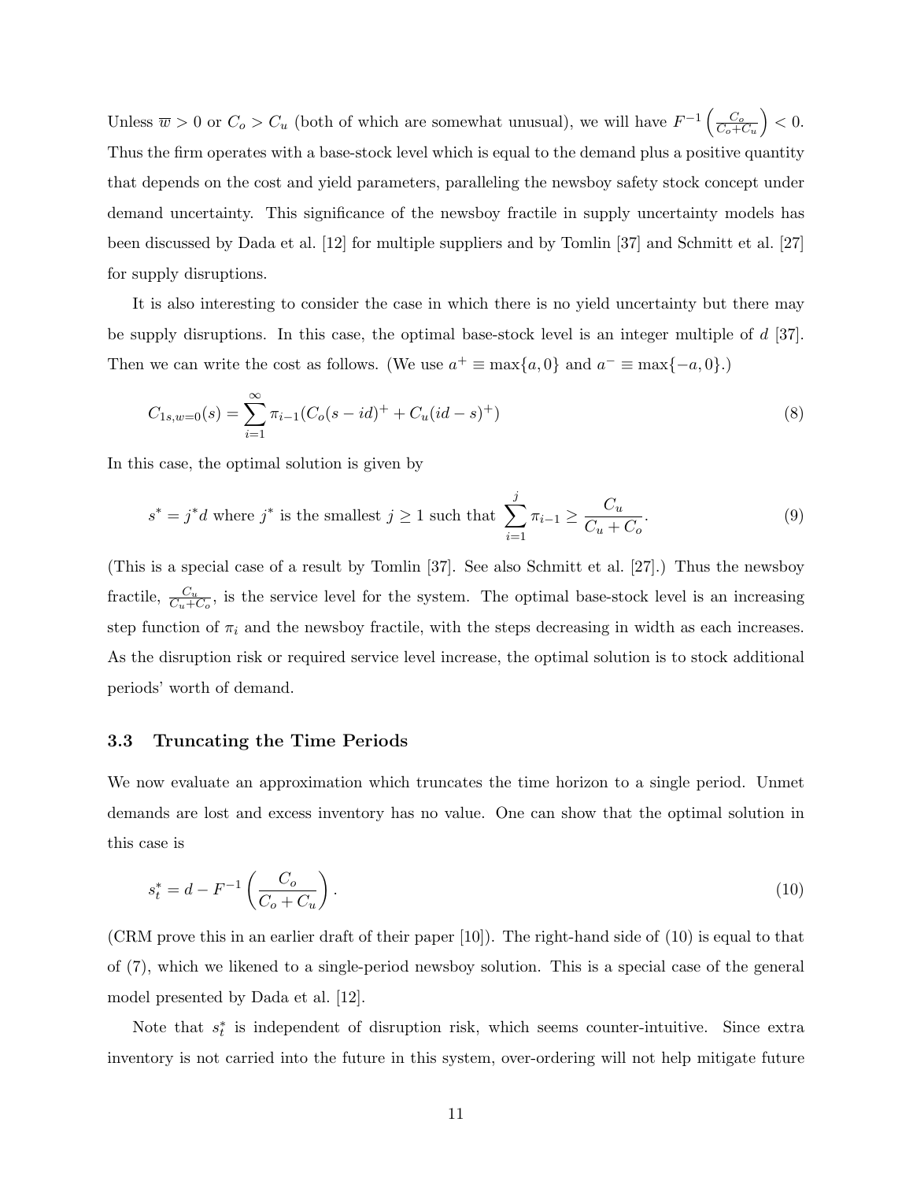Unless $\overline{w} > 0$ or $C_o > C_u$ (both of which are somewhat unusual), we will have $F^{-1}\left(\frac{C_o}{C_o+C_u}\right) < 0$. Thus the firm operates with a base-stock level which is equal to the demand plus a positive quantity that depends on the cost and yield parameters, paralleling the newsboy safety stock concept under demand uncertainty. This significance of the newsboy fractile in supply uncertainty models has been discussed by Dada et al. [12] for multiple suppliers and by Tomlin [37] and Schmitt et al. [27] for supply disruptions.

It is also interesting to consider the case in which there is no yield uncertainty but there may be supply disruptions. In this case, the optimal base-stock level is an integer multiple of $d$ [37]. Then we can write the cost as follows. (We use $a^+ \equiv \max\{a, 0\}$ and $a^- \equiv \max\{-a, 0\}$.)

$$C_{1s,w=0}(s) = \sum_{i=1}^{\infty} \pi_{i-1}(C_o(s - id)^+ + C_u(id - s)^+) \tag{8}$$

In this case, the optimal solution is given by

$$s^* = j^* d \text{ where } j^* \text{ is the smallest } j \geq 1 \text{ such that } \sum_{i=1}^{j} \pi_{i-1} \geq \frac{C_u}{C_u + C_o}. \tag{9}$$

(This is a special case of a result by Tomlin [37]. See also Schmitt et al. [27].) Thus the newsboy fractile, $\frac{C_u}{C_u+C_o}$, is the service level for the system. The optimal base-stock level is an increasing step function of $\pi_i$ and the newsboy fractile, with the steps decreasing in width as each increases. As the disruption risk or required service level increase, the optimal solution is to stock additional periods' worth of demand.

### 3.3 Truncating the Time Periods

We now evaluate an approximation which truncates the time horizon to a single period. Unmet demands are lost and excess inventory has no value. One can show that the optimal solution in this case is

$$s_t^* = d - F^{-1}\left(\frac{C_o}{C_o + C_u}\right). \tag{10}$$

(CRM prove this in an earlier draft of their paper [10]). The right-hand side of (10) is equal to that of (7), which we likened to a single-period newsboy solution. This is a special case of the general model presented by Dada et al. [12].

Note that $s_t^*$ is independent of disruption risk, which seems counter-intuitive. Since extra inventory is not carried into the future in this system, over-ordering will not help mitigate future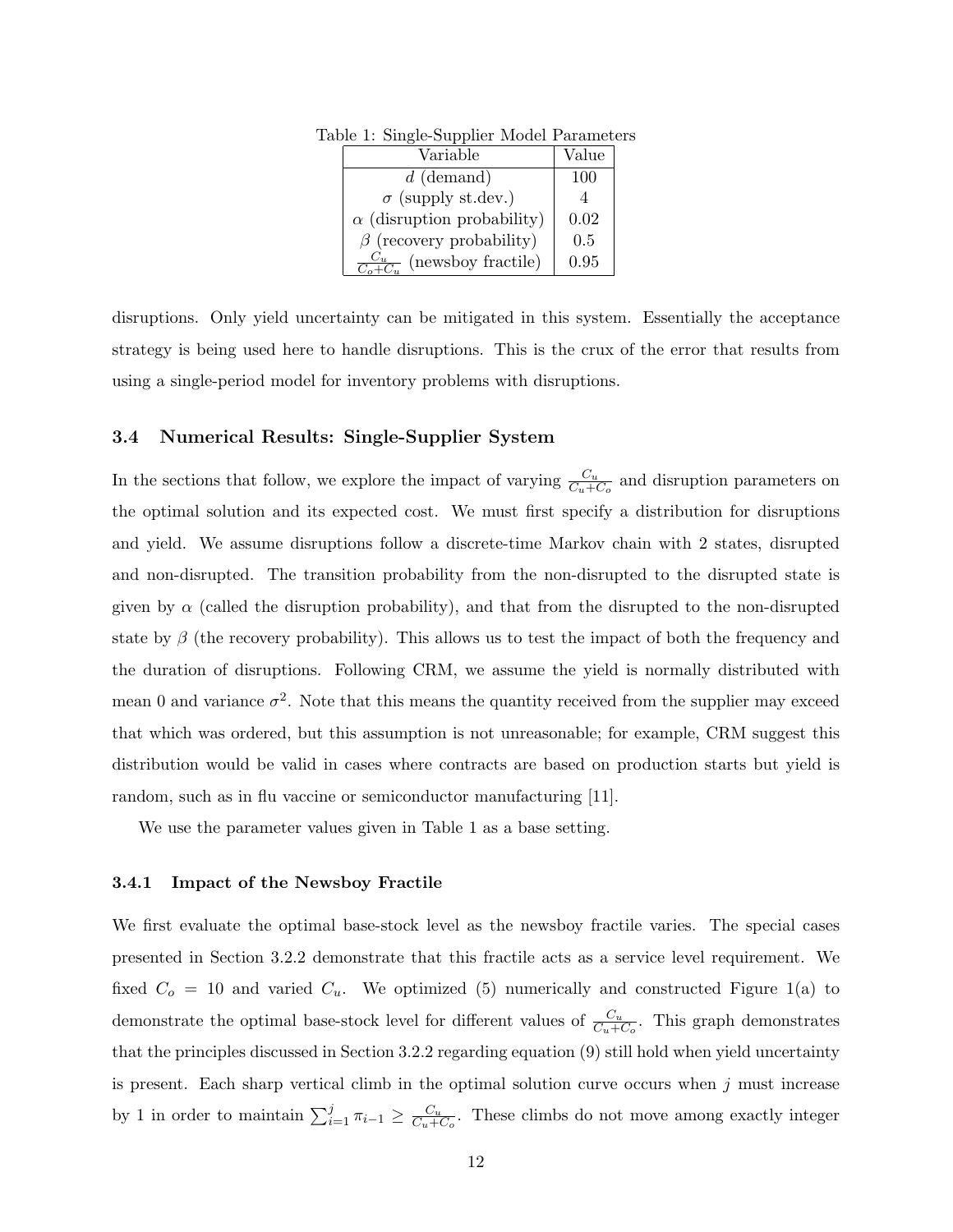Table 1: Single-Supplier Model Parameters

| Variable | Value |
|---|---|
| $d$ (demand) | 100 |
| $\sigma$ (supply st.dev.) | 4 |
| $\alpha$ (disruption probability) | 0.02 |
| $\beta$ (recovery probability) | 0.5 |
| $\frac{C_u}{C_o+C_u}$ (newsboy fractile) | 0.95 |

disruptions. Only yield uncertainty can be mitigated in this system. Essentially the acceptance strategy is being used here to handle disruptions. This is the crux of the error that results from using a single-period model for inventory problems with disruptions.

### 3.4 Numerical Results: Single-Supplier System

In the sections that follow, we explore the impact of varying $\frac{C_u}{C_u+C_o}$ and disruption parameters on the optimal solution and its expected cost. We must first specify a distribution for disruptions and yield. We assume disruptions follow a discrete-time Markov chain with 2 states, disrupted and non-disrupted. The transition probability from the non-disrupted to the disrupted state is given by $\alpha$ (called the disruption probability), and that from the disrupted to the non-disrupted state by $\beta$ (the recovery probability). This allows us to test the impact of both the frequency and the duration of disruptions. Following CRM, we assume the yield is normally distributed with mean 0 and variance $\sigma^2$. Note that this means the quantity received from the supplier may exceed that which was ordered, but this assumption is not unreasonable; for example, CRM suggest this distribution would be valid in cases where contracts are based on production starts but yield is random, such as in flu vaccine or semiconductor manufacturing [11].

We use the parameter values given in Table 1 as a base setting.

#### 3.4.1 Impact of the Newsboy Fractile

We first evaluate the optimal base-stock level as the newsboy fractile varies. The special cases presented in Section 3.2.2 demonstrate that this fractile acts as a service level requirement. We fixed $C_o = 10$ and varied $C_u$. We optimized (5) numerically and constructed Figure 1(a) to demonstrate the optimal base-stock level for different values of $\frac{C_u}{C_u+C_o}$. This graph demonstrates that the principles discussed in Section 3.2.2 regarding equation (9) still hold when yield uncertainty is present. Each sharp vertical climb in the optimal solution curve occurs when $j$ must increase by 1 in order to maintain $\sum_{i=1}^{j} \pi_{i-1} \geq \frac{C_u}{C_u+C_o}$. These climbs do not move among exactly integer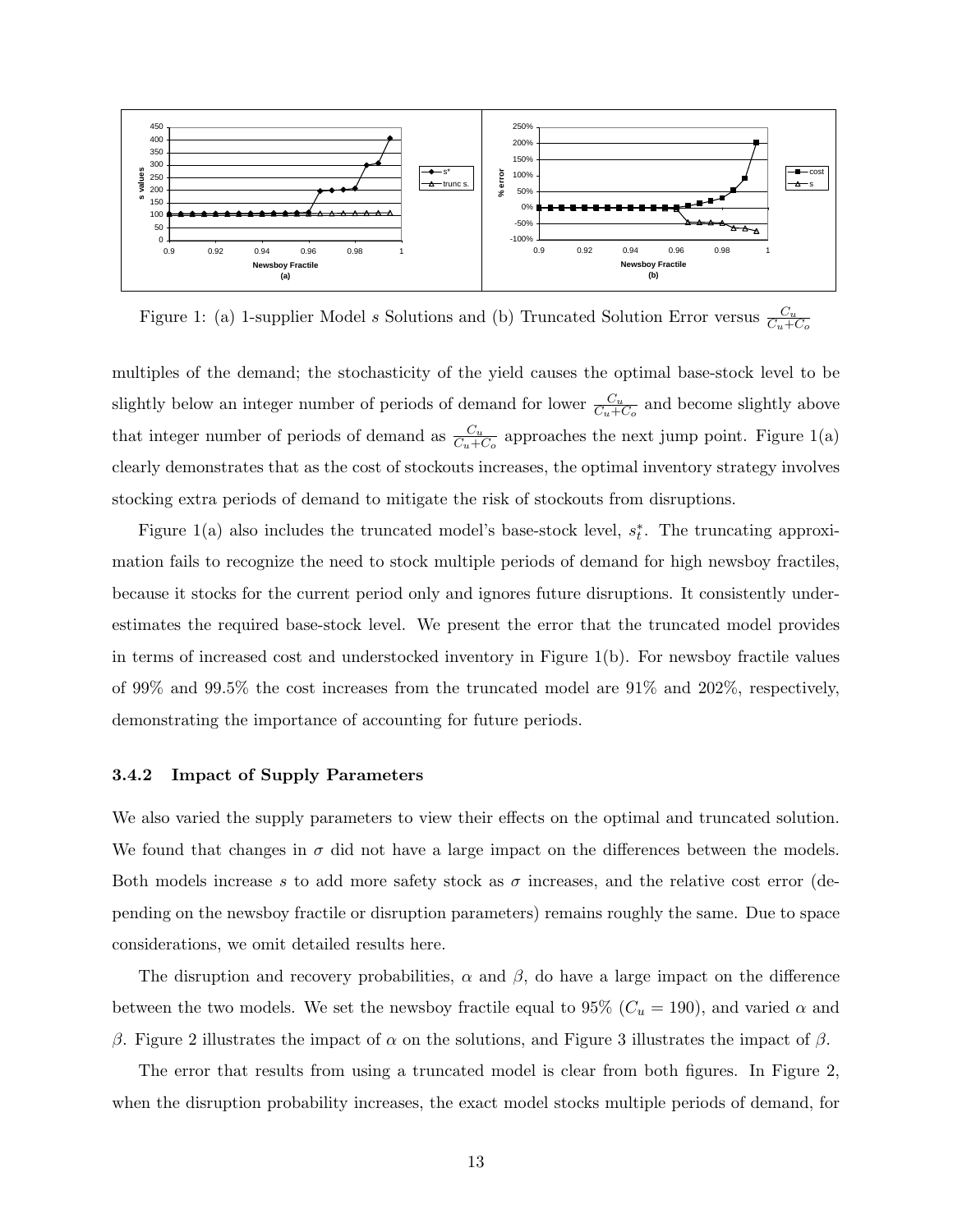Figure 1: (a) 1-supplier Model $s$ Solutions and (b) Truncated Solution Error versus $\frac{C_u}{C_u+C_o}$

multiples of the demand; the stochasticity of the yield causes the optimal base-stock level to be slightly below an integer number of periods of demand for lower $\frac{C_u}{C_u+C_o}$ and become slightly above that integer number of periods of demand as $\frac{C_u}{C_u+C_o}$ approaches the next jump point. Figure 1(a) clearly demonstrates that as the cost of stockouts increases, the optimal inventory strategy involves stocking extra periods of demand to mitigate the risk of stockouts from disruptions.

Figure 1(a) also includes the truncated model's base-stock level, $s_t^*$. The truncating approximation fails to recognize the need to stock multiple periods of demand for high newsboy fractiles, because it stocks for the current period only and ignores future disruptions. It consistently underestimates the required base-stock level. We present the error that the truncated model provides in terms of increased cost and understocked inventory in Figure 1(b). For newsboy fractile values of 99% and 99.5% the cost increases from the truncated model are 91% and 202%, respectively, demonstrating the importance of accounting for future periods.

### 3.4.2 Impact of Supply Parameters

We also varied the supply parameters to view their effects on the optimal and truncated solution. We found that changes in $\sigma$ did not have a large impact on the differences between the models. Both models increase $s$ to add more safety stock as $\sigma$ increases, and the relative cost error (depending on the newsboy fractile or disruption parameters) remains roughly the same. Due to space considerations, we omit detailed results here.

The disruption and recovery probabilities, $\alpha$ and $\beta$, do have a large impact on the difference between the two models. We set the newsboy fractile equal to 95% ($C_u = 190$), and varied $\alpha$ and $\beta$. Figure 2 illustrates the impact of $\alpha$ on the solutions, and Figure 3 illustrates the impact of $\beta$.

The error that results from using a truncated model is clear from both figures. In Figure 2, when the disruption probability increases, the exact model stocks multiple periods of demand, for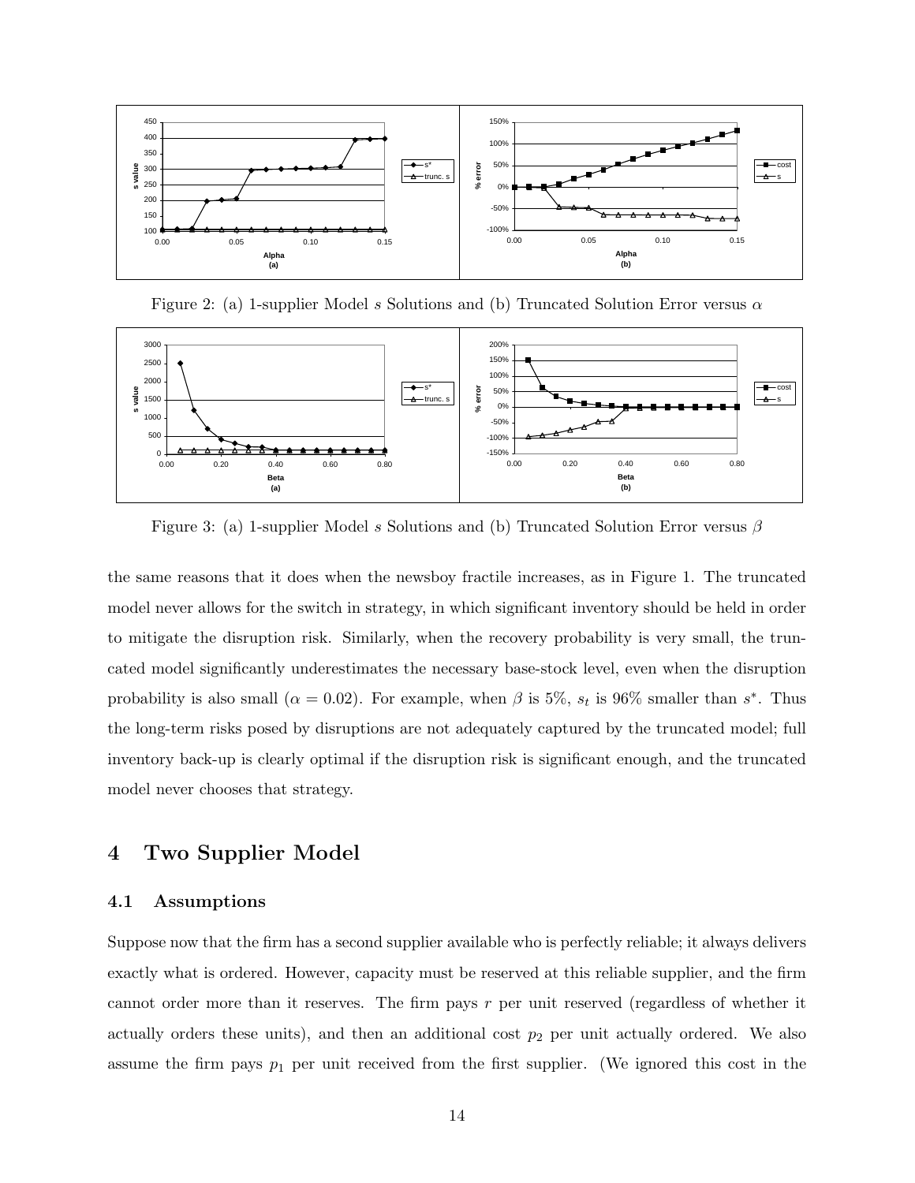Figure 2: (a) 1-supplier Model $s$ Solutions and (b) Truncated Solution Error versus $\alpha$

Figure 3: (a) 1-supplier Model $s$ Solutions and (b) Truncated Solution Error versus $\beta$

the same reasons that it does when the newsboy fractile increases, as in Figure 1. The truncated model never allows for the switch in strategy, in which significant inventory should be held in order to mitigate the disruption risk. Similarly, when the recovery probability is very small, the truncated model significantly underestimates the necessary base-stock level, even when the disruption probability is also small ($\alpha = 0.02$). For example, when $\beta$ is 5%, $s_t$ is 96% smaller than $s^*$. Thus the long-term risks posed by disruptions are not adequately captured by the truncated model; full inventory back-up is clearly optimal if the disruption risk is significant enough, and the truncated model never chooses that strategy.

## 4 Two Supplier Model

### 4.1 Assumptions

Suppose now that the firm has a second supplier available who is perfectly reliable; it always delivers exactly what is ordered. However, capacity must be reserved at this reliable supplier, and the firm cannot order more than it reserves. The firm pays $r$ per unit reserved (regardless of whether it actually orders these units), and then an additional cost $p_2$ per unit actually ordered. We also assume the firm pays $p_1$ per unit received from the first supplier. (We ignored this cost in the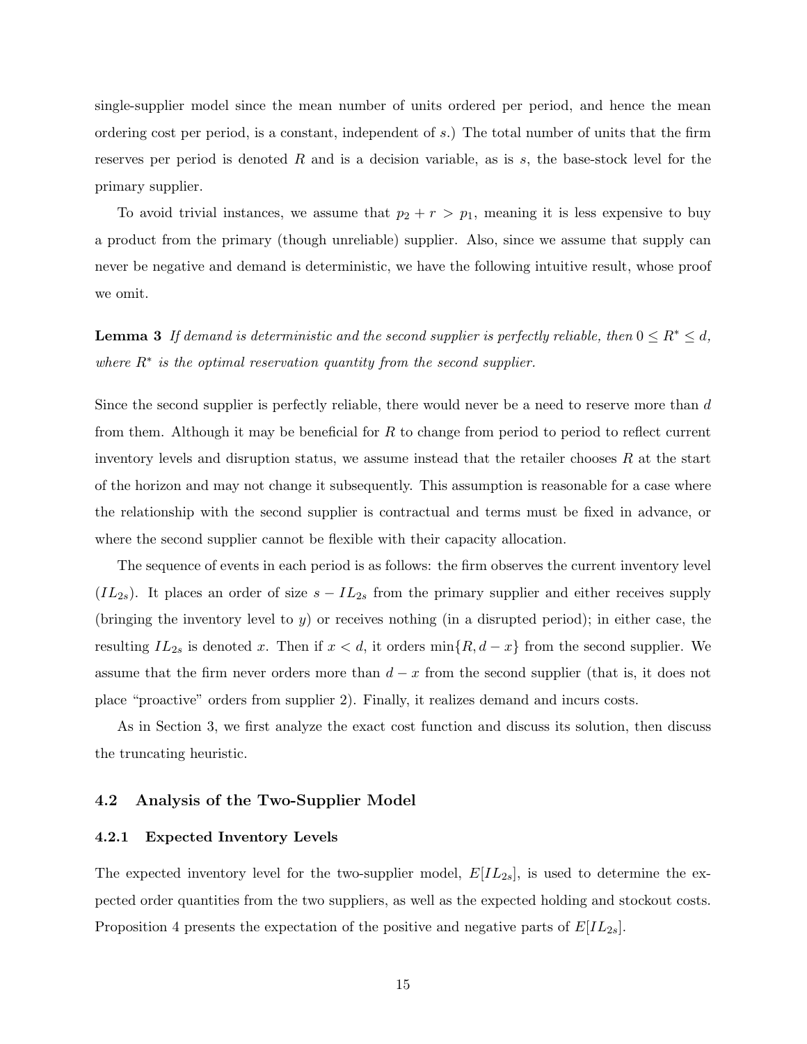single-supplier model since the mean number of units ordered per period, and hence the mean ordering cost per period, is a constant, independent of $s$.) The total number of units that the firm reserves per period is denoted $R$ and is a decision variable, as is $s$, the base-stock level for the primary supplier.

To avoid trivial instances, we assume that $p_2 + r > p_1$, meaning it is less expensive to buy a product from the primary (though unreliable) supplier. Also, since we assume that supply can never be negative and demand is deterministic, we have the following intuitive result, whose proof we omit.

**Lemma 3** *If demand is deterministic and the second supplier is perfectly reliable, then $0 \leq R^* \leq d$, where $R^*$ is the optimal reservation quantity from the second supplier.*

Since the second supplier is perfectly reliable, there would never be a need to reserve more than $d$ from them. Although it may be beneficial for $R$ to change from period to period to reflect current inventory levels and disruption status, we assume instead that the retailer chooses $R$ at the start of the horizon and may not change it subsequently. This assumption is reasonable for a case where the relationship with the second supplier is contractual and terms must be fixed in advance, or where the second supplier cannot be flexible with their capacity allocation.

The sequence of events in each period is as follows: the firm observes the current inventory level ($IL_{2s}$). It places an order of size $s - IL_{2s}$ from the primary supplier and either receives supply (bringing the inventory level to $y$) or receives nothing (in a disrupted period); in either case, the resulting $IL_{2s}$ is denoted $x$. Then if $x < d$, it orders $\min\{R, d - x\}$ from the second supplier. We assume that the firm never orders more than $d - x$ from the second supplier (that is, it does not place "proactive" orders from supplier 2). Finally, it realizes demand and incurs costs.

As in Section 3, we first analyze the exact cost function and discuss its solution, then discuss the truncating heuristic.

## 4.2 Analysis of the Two-Supplier Model

### 4.2.1 Expected Inventory Levels

The expected inventory level for the two-supplier model, $E[IL_{2s}]$, is used to determine the expected order quantities from the two suppliers, as well as the expected holding and stockout costs. Proposition 4 presents the expectation of the positive and negative parts of $E[IL_{2s}]$.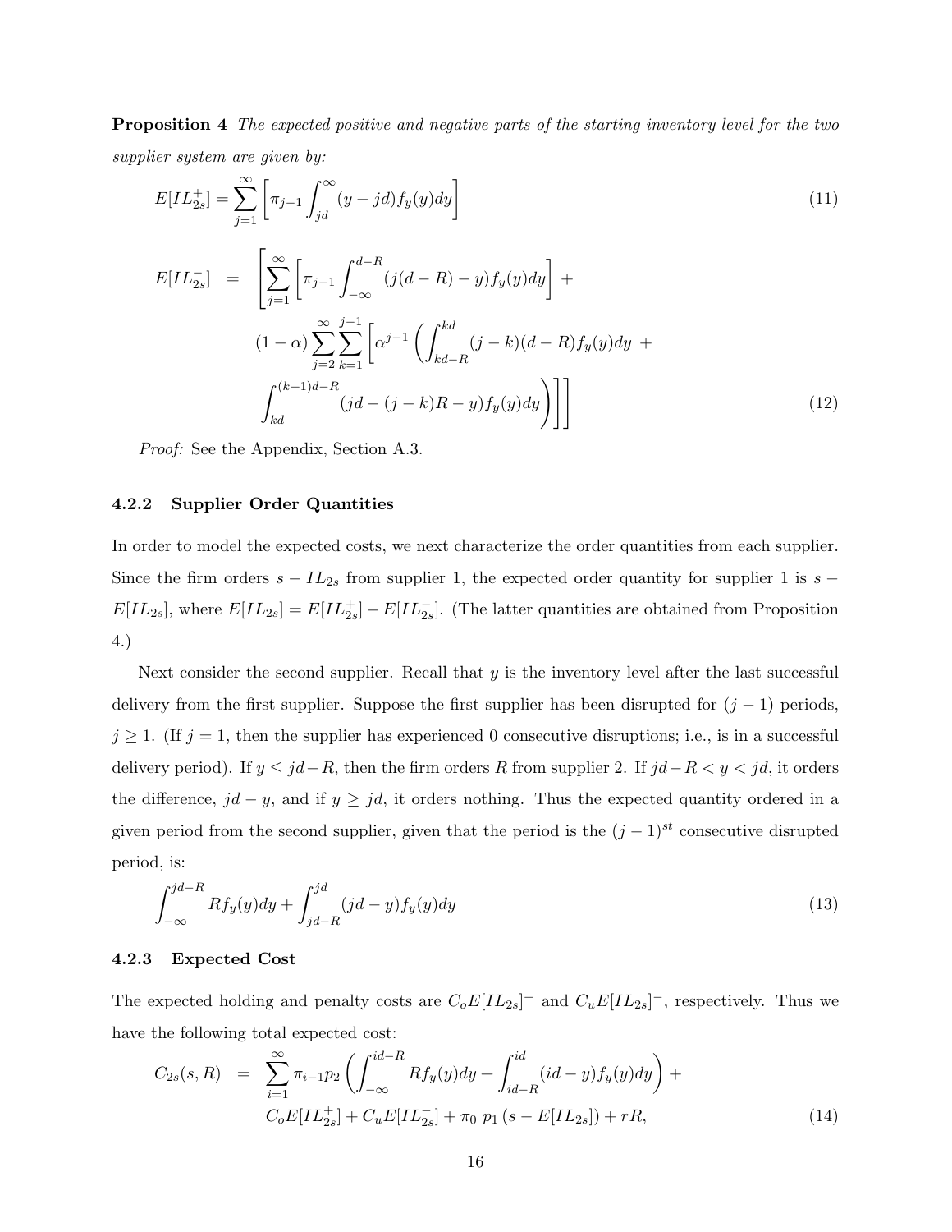**Proposition 4** *The expected positive and negative parts of the starting inventory level for the two supplier system are given by:*

$$E[IL_{2s}^{+}] = \sum_{j=1}^{\infty}\left[\pi_{j-1}\int_{jd}^{\infty}(y - jd)f_y(y)dy\right] \tag{11}$$

$$\begin{aligned} E[IL_{2s}^{-}] \; = \; & \left[\sum_{j=1}^{\infty}\left[\pi_{j-1}\int_{-\infty}^{d-R}(j(d-R) - y)f_y(y)dy\right] + \right. \\ & (1-\alpha)\sum_{j=2}^{\infty}\sum_{k=1}^{j-1}\left[\alpha^{j-1}\left(\int_{kd-R}^{kd}(j-k)(d-R)f_y(y)dy \; + \right.\right. \\ & \left.\left.\left.\int_{kd}^{(k+1)d-R}(jd - (j-k)R - y)f_y(y)dy\right)\right]\right] \end{aligned} \tag{12}$$

*Proof:* See the Appendix, Section A.3.

### 4.2.2 Supplier Order Quantities

In order to model the expected costs, we next characterize the order quantities from each supplier. Since the firm orders $s - IL_{2s}$ from supplier 1, the expected order quantity for supplier 1 is $s - E[IL_{2s}]$, where $E[IL_{2s}] = E[IL_{2s}^{+}] - E[IL_{2s}^{-}]$. (The latter quantities are obtained from Proposition 4.)

Next consider the second supplier. Recall that $y$ is the inventory level after the last successful delivery from the first supplier. Suppose the first supplier has been disrupted for $(j-1)$ periods, $j \geq 1$. (If $j = 1$, then the supplier has experienced 0 consecutive disruptions; i.e., is in a successful delivery period). If $y \leq jd - R$, then the firm orders $R$ from supplier 2. If $jd - R < y < jd$, it orders the difference, $jd - y$, and if $y \geq jd$, it orders nothing. Thus the expected quantity ordered in a given period from the second supplier, given that the period is the $(j-1)^{st}$ consecutive disrupted period, is:

$$\int_{-\infty}^{jd-R} Rf_y(y)dy + \int_{jd-R}^{jd}(jd - y)f_y(y)dy \tag{13}$$

### 4.2.3 Expected Cost

The expected holding and penalty costs are $C_o E[IL_{2s}]^{+}$ and $C_u E[IL_{2s}]^{-}$, respectively. Thus we have the following total expected cost:

$$\begin{aligned} C_{2s}(s,R) \; = \; & \sum_{i=1}^{\infty}\pi_{i-1}p_2\left(\int_{-\infty}^{id-R} Rf_y(y)dy + \int_{id-R}^{id}(id - y)f_y(y)dy\right) + \\ & C_o E[IL_{2s}^{+}] + C_u E[IL_{2s}^{-}] + \pi_0 \; p_1\left(s - E[IL_{2s}]\right) + rR, \end{aligned} \tag{14}$$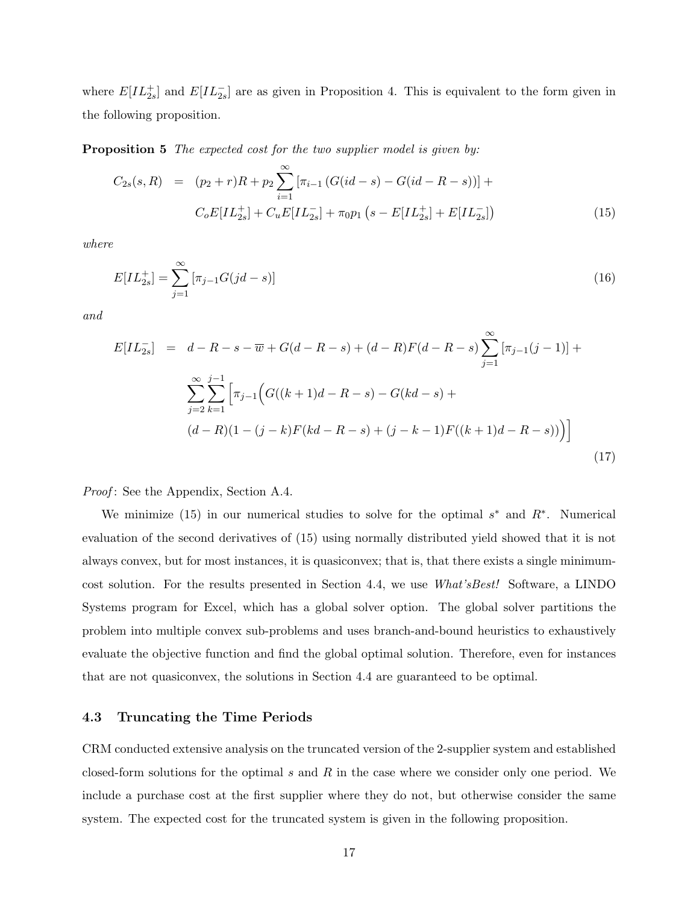where $E[IL^+_{2s}]$ and $E[IL^-_{2s}]$ are as given in Proposition 4. This is equivalent to the form given in the following proposition.

**Proposition 5** *The expected cost for the two supplier model is given by:*

$$
\begin{aligned}
C_{2s}(s,R) &= (p_2+r)R + p_2\sum_{i=1}^{\infty}\left[\pi_{i-1}\left(G(id-s)-G(id-R-s)\right)\right] + \\
&\qquad C_o E[IL^+_{2s}] + C_u E[IL^-_{2s}] + \pi_0 p_1\left(s - E[IL^+_{2s}] + E[IL^-_{2s}]\right)
\end{aligned} \tag{15}
$$

*where*

$$
E[IL^+_{2s}] = \sum_{j=1}^{\infty}\left[\pi_{j-1}G(jd-s)\right] \tag{16}
$$

*and*

$$
\begin{aligned}
E[IL^-_{2s}] &= d-R-s-\overline{w}+G(d-R-s)+(d-R)F(d-R-s)\sum_{j=1}^{\infty}\left[\pi_{j-1}(j-1)\right] + \\
&\qquad \sum_{j=2}^{\infty}\sum_{k=1}^{j-1}\Big[\pi_{j-1}\Big(G((k+1)d-R-s)-G(kd-s)+ \\
&\qquad (d-R)(1-(j-k)F(kd-R-s)+(j-k-1)F((k+1)d-R-s))\Big)\Big]
\end{aligned} \tag{17}
$$

*Proof*: See the Appendix, Section A.4.

We minimize (15) in our numerical studies to solve for the optimal $s^*$ and $R^*$. Numerical evaluation of the second derivatives of (15) using normally distributed yield showed that it is not always convex, but for most instances, it is quasiconvex; that is, that there exists a single minimum-cost solution. For the results presented in Section 4.4, we use *What'sBest!* Software, a LINDO Systems program for Excel, which has a global solver option. The global solver partitions the problem into multiple convex sub-problems and uses branch-and-bound heuristics to exhaustively evaluate the objective function and find the global optimal solution. Therefore, even for instances that are not quasiconvex, the solutions in Section 4.4 are guaranteed to be optimal.

### 4.3 Truncating the Time Periods

CRM conducted extensive analysis on the truncated version of the 2-supplier system and established closed-form solutions for the optimal $s$ and $R$ in the case where we consider only one period. We include a purchase cost at the first supplier where they do not, but otherwise consider the same system. The expected cost for the truncated system is given in the following proposition.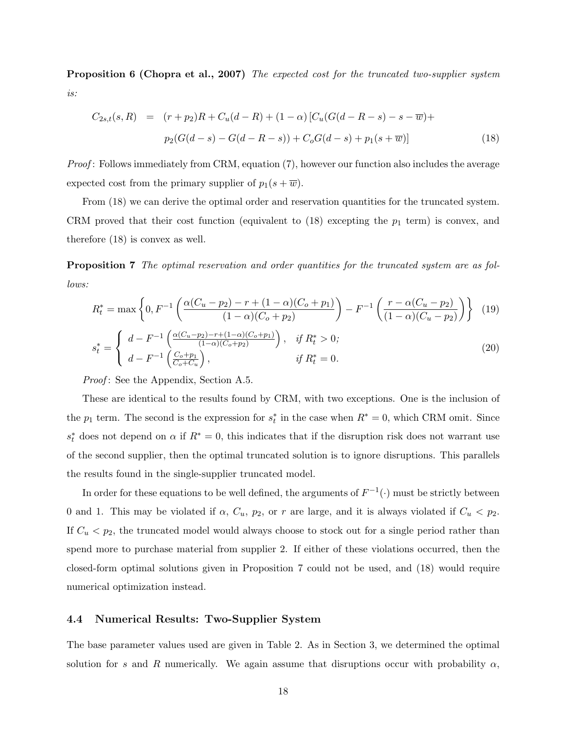**Proposition 6 (Chopra et al., 2007)** *The expected cost for the truncated two-supplier system is:*

$$
\begin{aligned}
C_{2s,t}(s,R) \quad = \quad & (r+p_2)R + C_u(d-R) + (1-\alpha)\left[C_u(G(d-R-s) - s - \overline{w}) + \right. \\
& \left. p_2(G(d-s) - G(d-R-s)) + C_o G(d-s) + p_1(s+\overline{w})\right] \qquad (18)
\end{aligned}
$$

*Proof*: Follows immediately from CRM, equation (7), however our function also includes the average expected cost from the primary supplier of $p_1(s + \overline{w})$.

From (18) we can derive the optimal order and reservation quantities for the truncated system. CRM proved that their cost function (equivalent to (18) excepting the $p_1$ term) is convex, and therefore (18) is convex as well.

**Proposition 7** *The optimal reservation and order quantities for the truncated system are as follows:*

$$
R_t^* = \max\left\{0, F^{-1}\left(\frac{\alpha(C_u - p_2) - r + (1-\alpha)(C_o + p_1)}{(1-\alpha)(C_o + p_2)}\right) - F^{-1}\left(\frac{r - \alpha(C_u - p_2)}{(1-\alpha)(C_u - p_2)}\right)\right\} \quad (19)
$$

$$
s_t^* = \begin{cases} d - F^{-1}\left(\frac{\alpha(C_u - p_2) - r + (1-\alpha)(C_o + p_1)}{(1-\alpha)(C_o + p_2)}\right), & \text{if } R_t^* > 0; \\ d - F^{-1}\left(\frac{C_o + p_1}{C_o + C_u}\right), & \text{if } R_t^* = 0. \end{cases} \quad (20)
$$

*Proof*: See the Appendix, Section A.5.

These are identical to the results found by CRM, with two exceptions. One is the inclusion of the $p_1$ term. The second is the expression for $s_t^*$ in the case when $R^* = 0$, which CRM omit. Since $s_t^*$ does not depend on $\alpha$ if $R^* = 0$, this indicates that if the disruption risk does not warrant use of the second supplier, then the optimal truncated solution is to ignore disruptions. This parallels the results found in the single-supplier truncated model.

In order for these equations to be well defined, the arguments of $F^{-1}(\cdot)$ must be strictly between 0 and 1. This may be violated if $\alpha$, $C_u$, $p_2$, or $r$ are large, and it is always violated if $C_u < p_2$. If $C_u < p_2$, the truncated model would always choose to stock out for a single period rather than spend more to purchase material from supplier 2. If either of these violations occurred, then the closed-form optimal solutions given in Proposition 7 could not be used, and (18) would require numerical optimization instead.

### 4.4 Numerical Results: Two-Supplier System

The base parameter values used are given in Table 2. As in Section 3, we determined the optimal solution for $s$ and $R$ numerically. We again assume that disruptions occur with probability $\alpha$,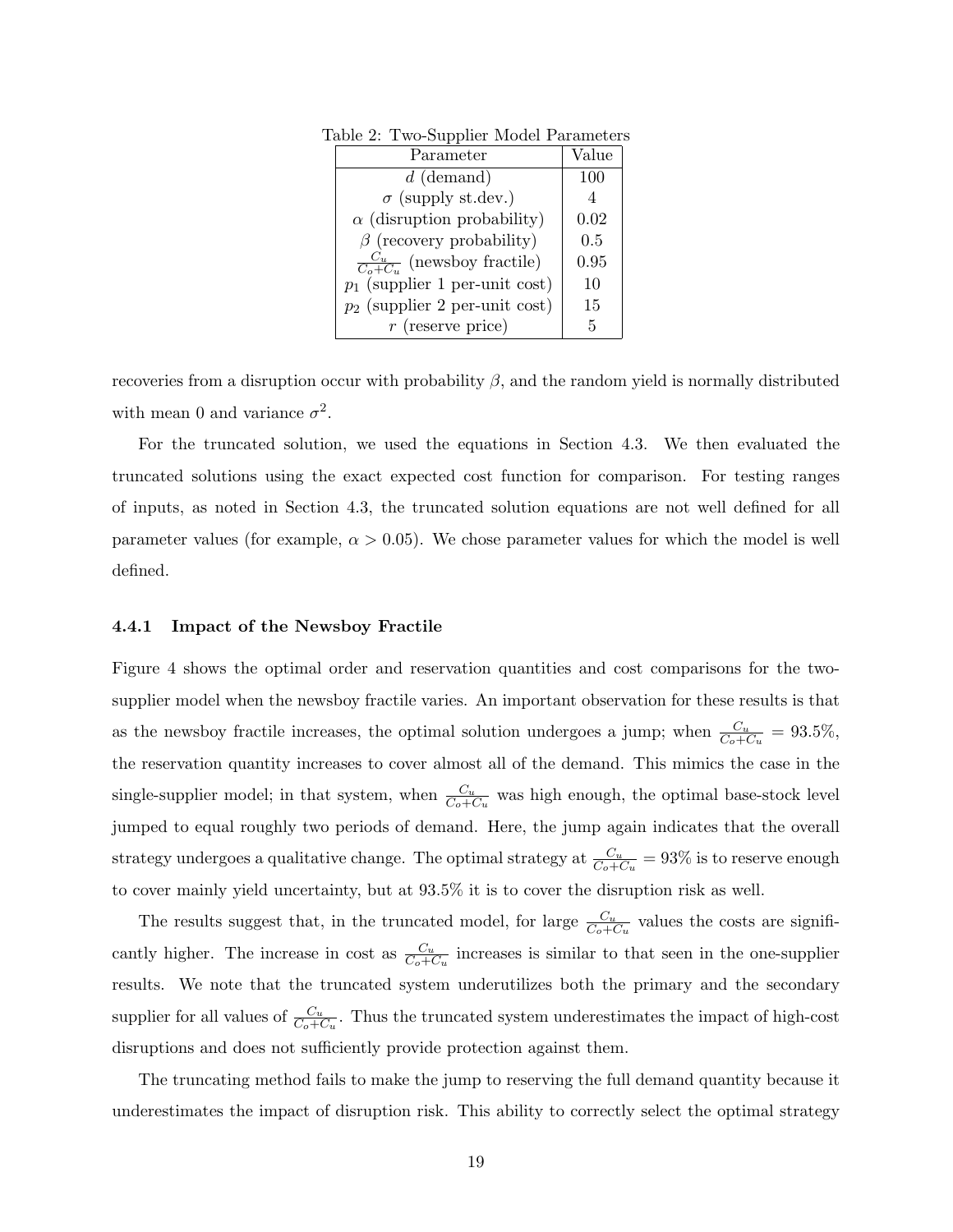Table 2: Two-Supplier Model Parameters

| Parameter | Value |
|---|---|
| $d$ (demand) | 100 |
| $\sigma$ (supply st.dev.) | 4 |
| $\alpha$ (disruption probability) | 0.02 |
| $\beta$ (recovery probability) | 0.5 |
| $\frac{C_u}{C_o+C_u}$ (newsboy fractile) | 0.95 |
| $p_1$ (supplier 1 per-unit cost) | 10 |
| $p_2$ (supplier 2 per-unit cost) | 15 |
| $r$ (reserve price) | 5 |

recoveries from a disruption occur with probability $\beta$, and the random yield is normally distributed with mean 0 and variance $\sigma^2$.

For the truncated solution, we used the equations in Section 4.3. We then evaluated the truncated solutions using the exact expected cost function for comparison. For testing ranges of inputs, as noted in Section 4.3, the truncated solution equations are not well defined for all parameter values (for example, $\alpha > 0.05$). We chose parameter values for which the model is well defined.

### 4.4.1 Impact of the Newsboy Fractile

Figure 4 shows the optimal order and reservation quantities and cost comparisons for the two-supplier model when the newsboy fractile varies. An important observation for these results is that as the newsboy fractile increases, the optimal solution undergoes a jump; when $\frac{C_u}{C_o+C_u} = 93.5\%$, the reservation quantity increases to cover almost all of the demand. This mimics the case in the single-supplier model; in that system, when $\frac{C_u}{C_o+C_u}$ was high enough, the optimal base-stock level jumped to equal roughly two periods of demand. Here, the jump again indicates that the overall strategy undergoes a qualitative change. The optimal strategy at $\frac{C_u}{C_o+C_u} = 93\%$ is to reserve enough to cover mainly yield uncertainty, but at 93.5% it is to cover the disruption risk as well.

The results suggest that, in the truncated model, for large $\frac{C_u}{C_o+C_u}$ values the costs are significantly higher. The increase in cost as $\frac{C_u}{C_o+C_u}$ increases is similar to that seen in the one-supplier results. We note that the truncated system underutilizes both the primary and the secondary supplier for all values of $\frac{C_u}{C_o+C_u}$. Thus the truncated system underestimates the impact of high-cost disruptions and does not sufficiently provide protection against them.

The truncating method fails to make the jump to reserving the full demand quantity because it underestimates the impact of disruption risk. This ability to correctly select the optimal strategy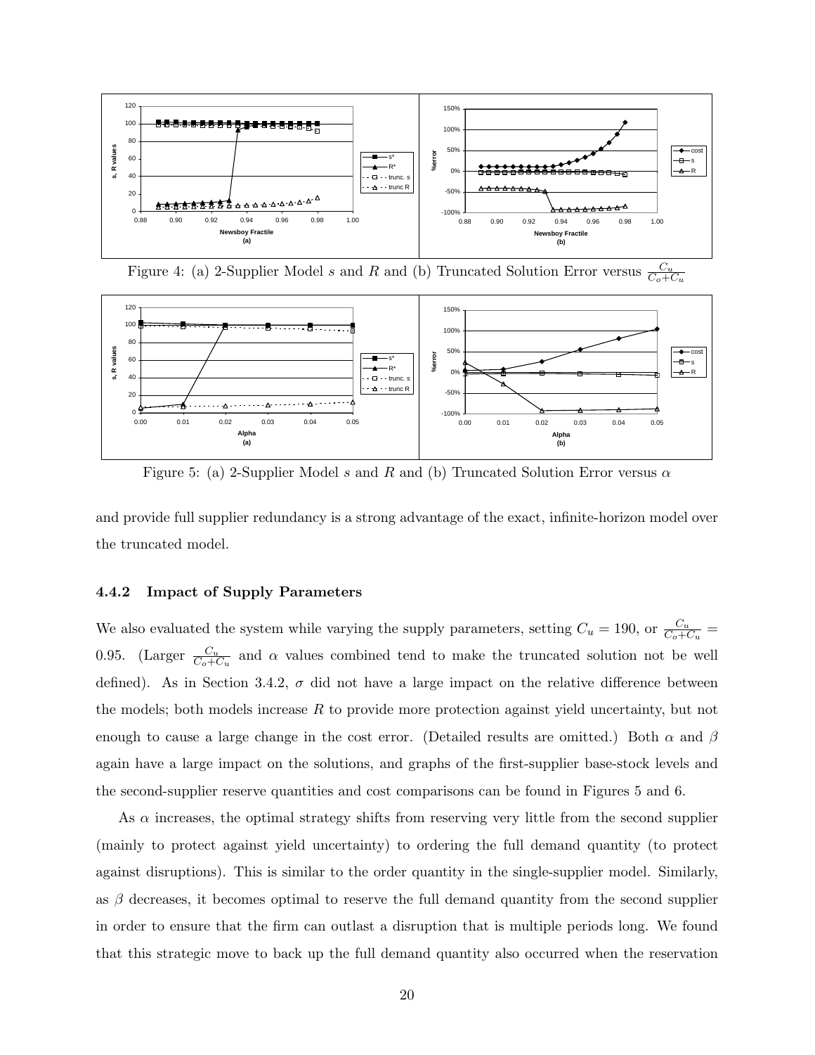Figure 4: (a) 2-Supplier Model $s$ and $R$ and (b) Truncated Solution Error versus $\frac{C_u}{C_o+C_u}$

Figure 5: (a) 2-Supplier Model $s$ and $R$ and (b) Truncated Solution Error versus $\alpha$

and provide full supplier redundancy is a strong advantage of the exact, infinite-horizon model over the truncated model.

### 4.4.2 Impact of Supply Parameters

We also evaluated the system while varying the supply parameters, setting $C_u = 190$, or $\frac{C_u}{C_o+C_u} = 0.95$. (Larger $\frac{C_u}{C_o+C_u}$ and $\alpha$ values combined tend to make the truncated solution not be well defined). As in Section 3.4.2, $\sigma$ did not have a large impact on the relative difference between the models; both models increase $R$ to provide more protection against yield uncertainty, but not enough to cause a large change in the cost error. (Detailed results are omitted.) Both $\alpha$ and $\beta$ again have a large impact on the solutions, and graphs of the first-supplier base-stock levels and the second-supplier reserve quantities and cost comparisons can be found in Figures 5 and 6.

As $\alpha$ increases, the optimal strategy shifts from reserving very little from the second supplier (mainly to protect against yield uncertainty) to ordering the full demand quantity (to protect against disruptions). This is similar to the order quantity in the single-supplier model. Similarly, as $\beta$ decreases, it becomes optimal to reserve the full demand quantity from the second supplier in order to ensure that the firm can outlast a disruption that is multiple periods long. We found that this strategic move to back up the full demand quantity also occurred when the reservation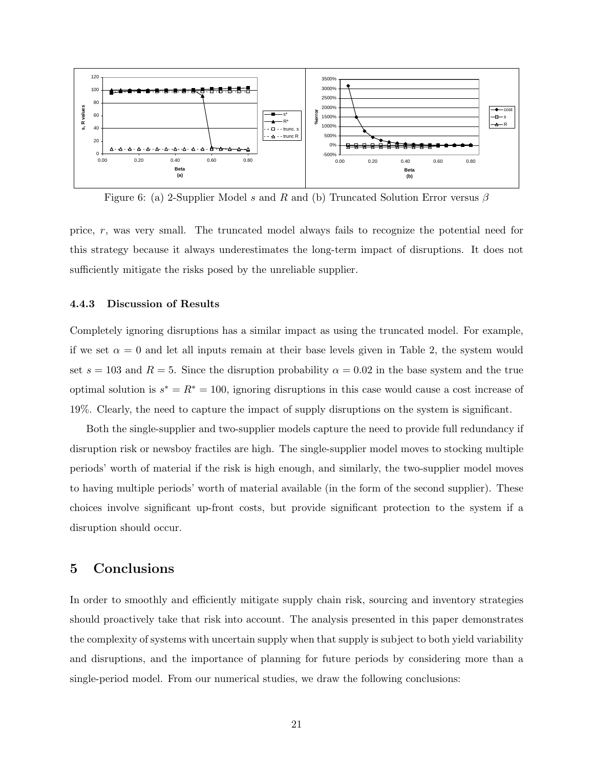Figure 6: (a) 2-Supplier Model $s$ and $R$ and (b) Truncated Solution Error versus $\beta$

price, $r$, was very small. The truncated model always fails to recognize the potential need for this strategy because it always underestimates the long-term impact of disruptions. It does not sufficiently mitigate the risks posed by the unreliable supplier.

### 4.4.3 Discussion of Results

Completely ignoring disruptions has a similar impact as using the truncated model. For example, if we set $\alpha = 0$ and let all inputs remain at their base levels given in Table 2, the system would set $s = 103$ and $R = 5$. Since the disruption probability $\alpha = 0.02$ in the base system and the true optimal solution is $s^* = R^* = 100$, ignoring disruptions in this case would cause a cost increase of 19%. Clearly, the need to capture the impact of supply disruptions on the system is significant.

Both the single-supplier and two-supplier models capture the need to provide full redundancy if disruption risk or newsboy fractiles are high. The single-supplier model moves to stocking multiple periods' worth of material if the risk is high enough, and similarly, the two-supplier model moves to having multiple periods' worth of material available (in the form of the second supplier). These choices involve significant up-front costs, but provide significant protection to the system if a disruption should occur.

## 5 Conclusions

In order to smoothly and efficiently mitigate supply chain risk, sourcing and inventory strategies should proactively take that risk into account. The analysis presented in this paper demonstrates the complexity of systems with uncertain supply when that supply is subject to both yield variability and disruptions, and the importance of planning for future periods by considering more than a single-period model. From our numerical studies, we draw the following conclusions: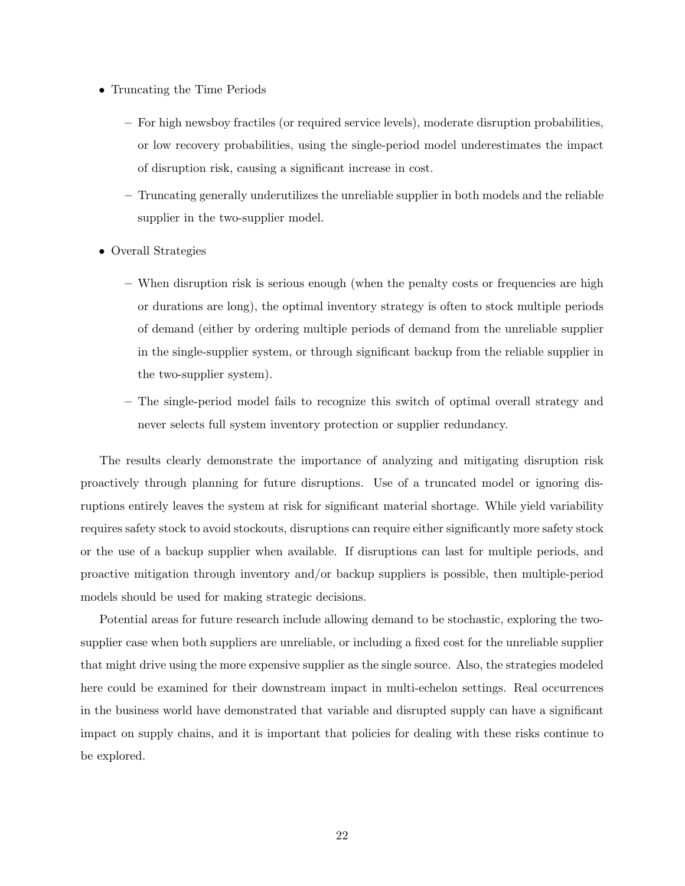- Truncating the Time Periods
  - For high newsboy fractiles (or required service levels), moderate disruption probabilities, or low recovery probabilities, using the single-period model underestimates the impact of disruption risk, causing a significant increase in cost.
  - Truncating generally underutilizes the unreliable supplier in both models and the reliable supplier in the two-supplier model.
- Overall Strategies
  - When disruption risk is serious enough (when the penalty costs or frequencies are high or durations are long), the optimal inventory strategy is often to stock multiple periods of demand (either by ordering multiple periods of demand from the unreliable supplier in the single-supplier system, or through significant backup from the reliable supplier in the two-supplier system).
  - The single-period model fails to recognize this switch of optimal overall strategy and never selects full system inventory protection or supplier redundancy.

The results clearly demonstrate the importance of analyzing and mitigating disruption risk proactively through planning for future disruptions. Use of a truncated model or ignoring disruptions entirely leaves the system at risk for significant material shortage. While yield variability requires safety stock to avoid stockouts, disruptions can require either significantly more safety stock or the use of a backup supplier when available. If disruptions can last for multiple periods, and proactive mitigation through inventory and/or backup suppliers is possible, then multiple-period models should be used for making strategic decisions.

Potential areas for future research include allowing demand to be stochastic, exploring the two-supplier case when both suppliers are unreliable, or including a fixed cost for the unreliable supplier that might drive using the more expensive supplier as the single source. Also, the strategies modeled here could be examined for their downstream impact in multi-echelon settings. Real occurrences in the business world have demonstrated that variable and disrupted supply can have a significant impact on supply chains, and it is important that policies for dealing with these risks continue to be explored.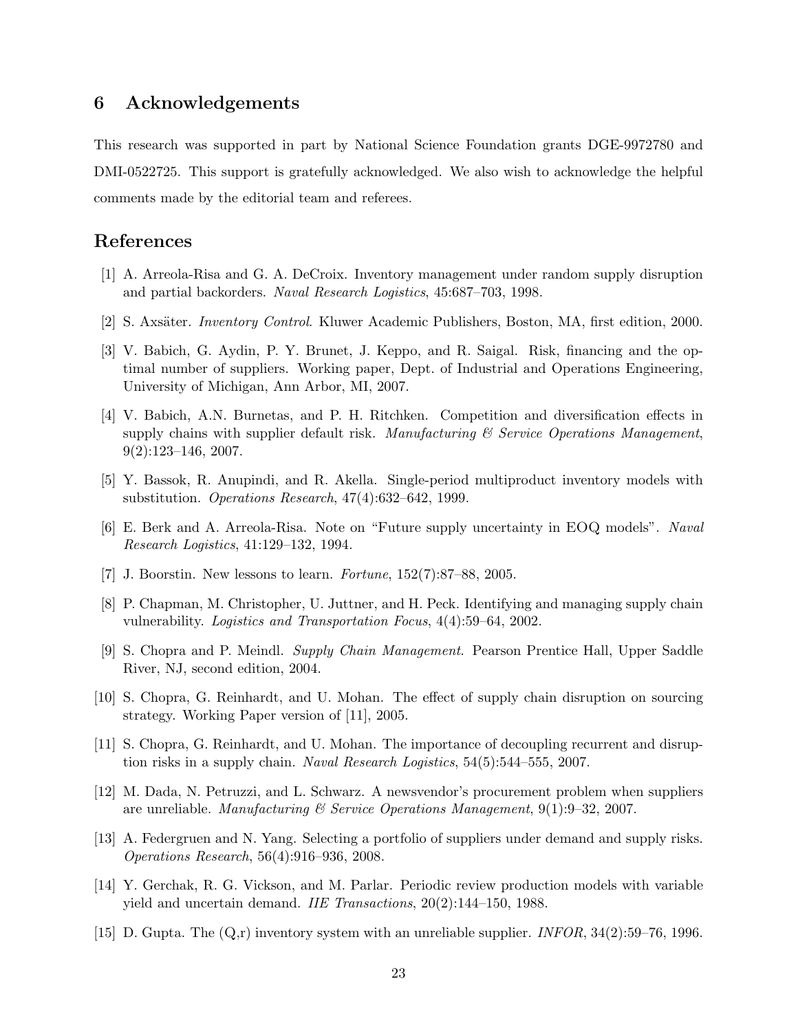## 6 Acknowledgements

This research was supported in part by National Science Foundation grants DGE-9972780 and DMI-0522725. This support is gratefully acknowledged. We also wish to acknowledge the helpful comments made by the editorial team and referees.

## References

[1] A. Arreola-Risa and G. A. DeCroix. Inventory management under random supply disruption and partial backorders. *Naval Research Logistics*, 45:687–703, 1998.

[2] S. Axsäter. *Inventory Control*. Kluwer Academic Publishers, Boston, MA, first edition, 2000.

[3] V. Babich, G. Aydin, P. Y. Brunet, J. Keppo, and R. Saigal. Risk, financing and the optimal number of suppliers. Working paper, Dept. of Industrial and Operations Engineering, University of Michigan, Ann Arbor, MI, 2007.

[4] V. Babich, A.N. Burnetas, and P. H. Ritchken. Competition and diversification effects in supply chains with supplier default risk. *Manufacturing & Service Operations Management*, 9(2):123–146, 2007.

[5] Y. Bassok, R. Anupindi, and R. Akella. Single-period multiproduct inventory models with substitution. *Operations Research*, 47(4):632–642, 1999.

[6] E. Berk and A. Arreola-Risa. Note on "Future supply uncertainty in EOQ models". *Naval Research Logistics*, 41:129–132, 1994.

[7] J. Boorstin. New lessons to learn. *Fortune*, 152(7):87–88, 2005.

[8] P. Chapman, M. Christopher, U. Juttner, and H. Peck. Identifying and managing supply chain vulnerability. *Logistics and Transportation Focus*, 4(4):59–64, 2002.

[9] S. Chopra and P. Meindl. *Supply Chain Management*. Pearson Prentice Hall, Upper Saddle River, NJ, second edition, 2004.

[10] S. Chopra, G. Reinhardt, and U. Mohan. The effect of supply chain disruption on sourcing strategy. Working Paper version of [11], 2005.

[11] S. Chopra, G. Reinhardt, and U. Mohan. The importance of decoupling recurrent and disruption risks in a supply chain. *Naval Research Logistics*, 54(5):544–555, 2007.

[12] M. Dada, N. Petruzzi, and L. Schwarz. A newsvendor's procurement problem when suppliers are unreliable. *Manufacturing & Service Operations Management*, 9(1):9–32, 2007.

[13] A. Federgruen and N. Yang. Selecting a portfolio of suppliers under demand and supply risks. *Operations Research*, 56(4):916–936, 2008.

[14] Y. Gerchak, R. G. Vickson, and M. Parlar. Periodic review production models with variable yield and uncertain demand. *IIE Transactions*, 20(2):144–150, 1988.

[15] D. Gupta. The (Q,r) inventory system with an unreliable supplier. *INFOR*, 34(2):59–76, 1996.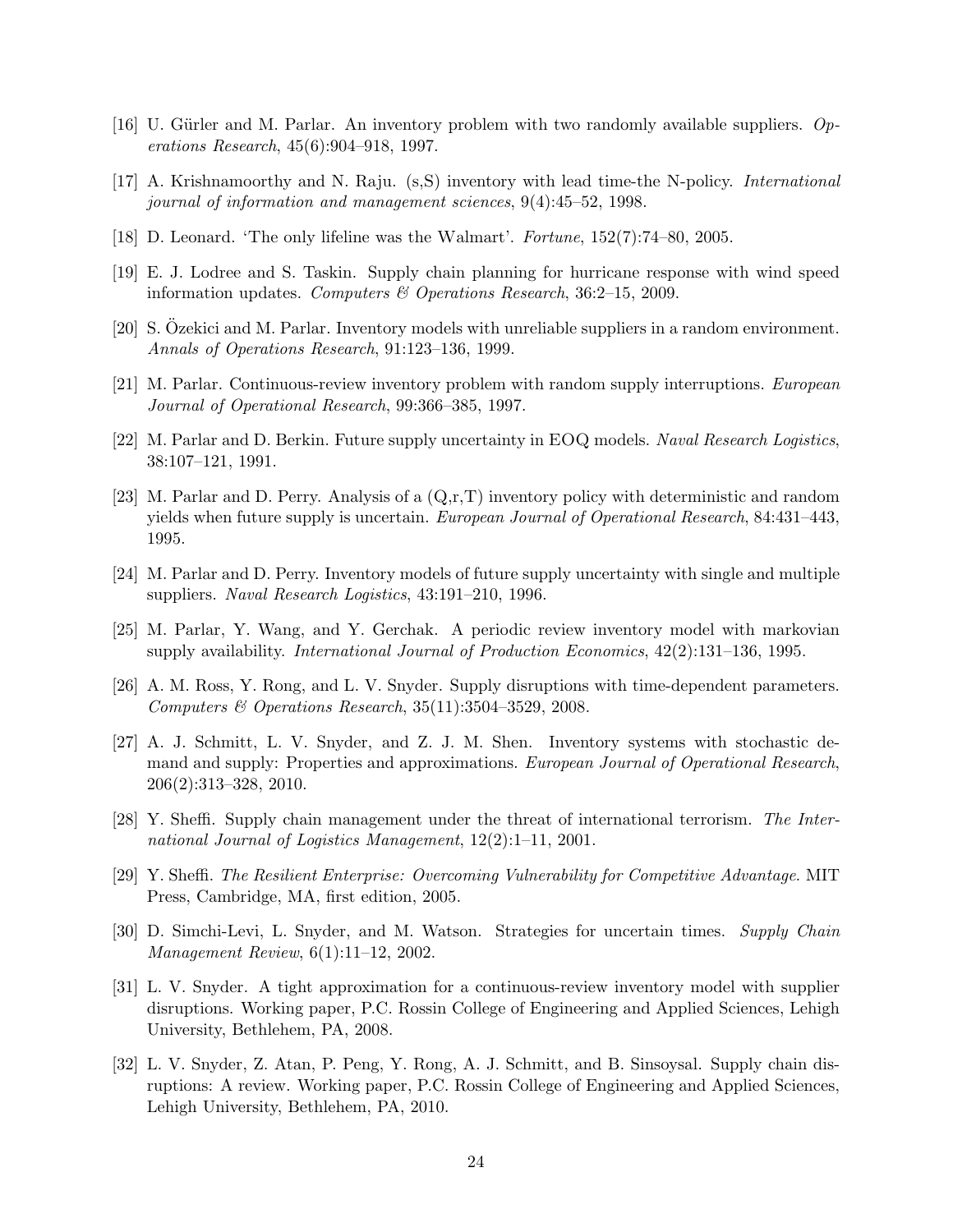[16] U. Gürler and M. Parlar. An inventory problem with two randomly available suppliers. *Operations Research*, 45(6):904–918, 1997.

[17] A. Krishnamoorthy and N. Raju. (s,S) inventory with lead time-the N-policy. *International journal of information and management sciences*, 9(4):45–52, 1998.

[18] D. Leonard. 'The only lifeline was the Walmart'. *Fortune*, 152(7):74–80, 2005.

[19] E. J. Lodree and S. Taskin. Supply chain planning for hurricane response with wind speed information updates. *Computers & Operations Research*, 36:2–15, 2009.

[20] S. Özekici and M. Parlar. Inventory models with unreliable suppliers in a random environment. *Annals of Operations Research*, 91:123–136, 1999.

[21] M. Parlar. Continuous-review inventory problem with random supply interruptions. *European Journal of Operational Research*, 99:366–385, 1997.

[22] M. Parlar and D. Berkin. Future supply uncertainty in EOQ models. *Naval Research Logistics*, 38:107–121, 1991.

[23] M. Parlar and D. Perry. Analysis of a (Q,r,T) inventory policy with deterministic and random yields when future supply is uncertain. *European Journal of Operational Research*, 84:431–443, 1995.

[24] M. Parlar and D. Perry. Inventory models of future supply uncertainty with single and multiple suppliers. *Naval Research Logistics*, 43:191–210, 1996.

[25] M. Parlar, Y. Wang, and Y. Gerchak. A periodic review inventory model with markovian supply availability. *International Journal of Production Economics*, 42(2):131–136, 1995.

[26] A. M. Ross, Y. Rong, and L. V. Snyder. Supply disruptions with time-dependent parameters. *Computers & Operations Research*, 35(11):3504–3529, 2008.

[27] A. J. Schmitt, L. V. Snyder, and Z. J. M. Shen. Inventory systems with stochastic demand and supply: Properties and approximations. *European Journal of Operational Research*, 206(2):313–328, 2010.

[28] Y. Sheffi. Supply chain management under the threat of international terrorism. *The International Journal of Logistics Management*, 12(2):1–11, 2001.

[29] Y. Sheffi. *The Resilient Enterprise: Overcoming Vulnerability for Competitive Advantage*. MIT Press, Cambridge, MA, first edition, 2005.

[30] D. Simchi-Levi, L. Snyder, and M. Watson. Strategies for uncertain times. *Supply Chain Management Review*, 6(1):11–12, 2002.

[31] L. V. Snyder. A tight approximation for a continuous-review inventory model with supplier disruptions. Working paper, P.C. Rossin College of Engineering and Applied Sciences, Lehigh University, Bethlehem, PA, 2008.

[32] L. V. Snyder, Z. Atan, P. Peng, Y. Rong, A. J. Schmitt, and B. Sinsoysal. Supply chain disruptions: A review. Working paper, P.C. Rossin College of Engineering and Applied Sciences, Lehigh University, Bethlehem, PA, 2010.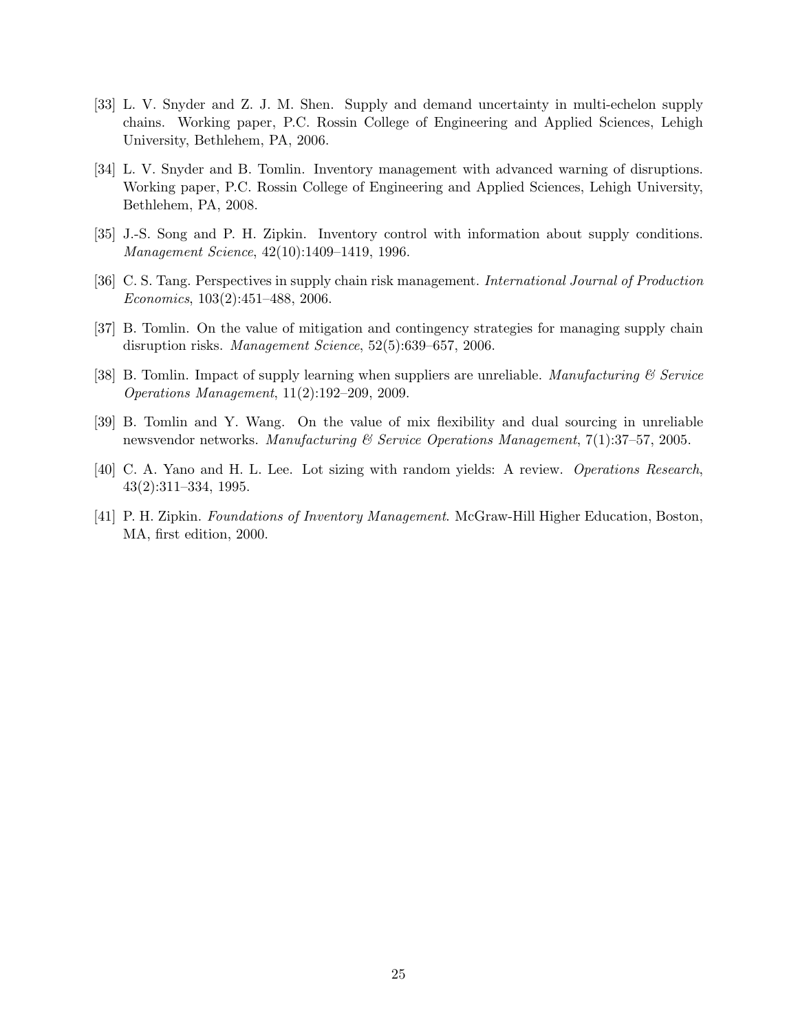[33] L. V. Snyder and Z. J. M. Shen. Supply and demand uncertainty in multi-echelon supply chains. Working paper, P.C. Rossin College of Engineering and Applied Sciences, Lehigh University, Bethlehem, PA, 2006.

[34] L. V. Snyder and B. Tomlin. Inventory management with advanced warning of disruptions. Working paper, P.C. Rossin College of Engineering and Applied Sciences, Lehigh University, Bethlehem, PA, 2008.

[35] J.-S. Song and P. H. Zipkin. Inventory control with information about supply conditions. *Management Science*, 42(10):1409–1419, 1996.

[36] C. S. Tang. Perspectives in supply chain risk management. *International Journal of Production Economics*, 103(2):451–488, 2006.

[37] B. Tomlin. On the value of mitigation and contingency strategies for managing supply chain disruption risks. *Management Science*, 52(5):639–657, 2006.

[38] B. Tomlin. Impact of supply learning when suppliers are unreliable. *Manufacturing & Service Operations Management*, 11(2):192–209, 2009.

[39] B. Tomlin and Y. Wang. On the value of mix flexibility and dual sourcing in unreliable newsvendor networks. *Manufacturing & Service Operations Management*, 7(1):37–57, 2005.

[40] C. A. Yano and H. L. Lee. Lot sizing with random yields: A review. *Operations Research*, 43(2):311–334, 1995.

[41] P. H. Zipkin. *Foundations of Inventory Management*. McGraw-Hill Higher Education, Boston, MA, first edition, 2000.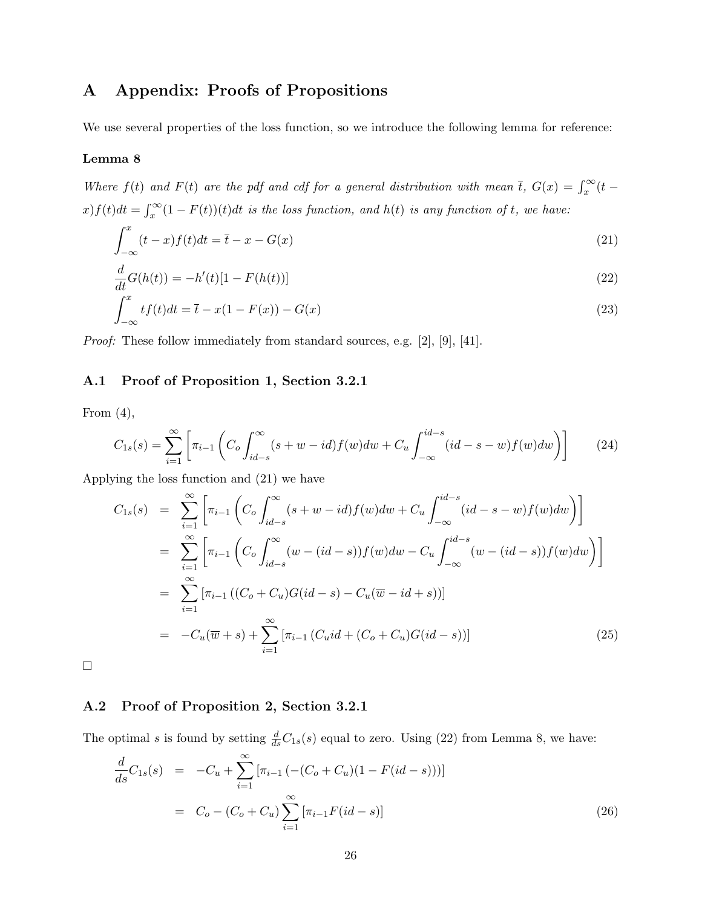# A Appendix: Proofs of Propositions

We use several properties of the loss function, so we introduce the following lemma for reference:

### Lemma 8

*Where $f(t)$ and $F(t)$ are the pdf and cdf for a general distribution with mean $\overline{t}$, $G(x) = \int_x^\infty (t - x)f(t)dt = \int_x^\infty (1 - F(t))(t)dt$ is the loss function, and $h(t)$ is any function of $t$, we have:*

$$\int_{-\infty}^{x} (t - x)f(t)dt = \overline{t} - x - G(x) \tag{21}$$

$$\frac{d}{dt}G(h(t)) = -h'(t)[1 - F(h(t))] \tag{22}$$

$$\int_{-\infty}^{x} tf(t)dt = \overline{t} - x(1 - F(x)) - G(x) \tag{23}$$

*Proof:* These follow immediately from standard sources, e.g. [2], [9], [41].

## A.1 Proof of Proposition 1, Section 3.2.1

From (4),

$$C_{1s}(s) = \sum_{i=1}^{\infty} \left[ \pi_{i-1} \left( C_o \int_{id-s}^{\infty} (s + w - id)f(w)dw + C_u \int_{-\infty}^{id-s} (id - s - w)f(w)dw \right) \right] \tag{24}$$

Applying the loss function and (21) we have

$$\begin{aligned}
C_{1s}(s) &= \sum_{i=1}^{\infty} \left[ \pi_{i-1} \left( C_o \int_{id-s}^{\infty} (s + w - id)f(w)dw + C_u \int_{-\infty}^{id-s} (id - s - w)f(w)dw \right) \right] \\
&= \sum_{i=1}^{\infty} \left[ \pi_{i-1} \left( C_o \int_{id-s}^{\infty} (w - (id - s))f(w)dw - C_u \int_{-\infty}^{id-s} (w - (id - s))f(w)dw \right) \right] \\
&= \sum_{i=1}^{\infty} \left[ \pi_{i-1} \left( (C_o + C_u)G(id - s) - C_u(\overline{w} - id + s) \right) \right] \\
&= -C_u(\overline{w} + s) + \sum_{i=1}^{\infty} \left[ \pi_{i-1} \left( C_u id + (C_o + C_u)G(id - s) \right) \right] \qquad (25)
\end{aligned}$$

□

## A.2 Proof of Proposition 2, Section 3.2.1

The optimal $s$ is found by setting $\frac{d}{ds}C_{1s}(s)$ equal to zero. Using (22) from Lemma 8, we have:

$$\begin{aligned}
\frac{d}{ds}C_{1s}(s) &= -C_u + \sum_{i=1}^{\infty} \left[ \pi_{i-1} \left( -(C_o + C_u)(1 - F(id - s)) \right) \right] \\
&= C_o - (C_o + C_u) \sum_{i=1}^{\infty} \left[ \pi_{i-1} F(id - s) \right] \qquad (26)
\end{aligned}$$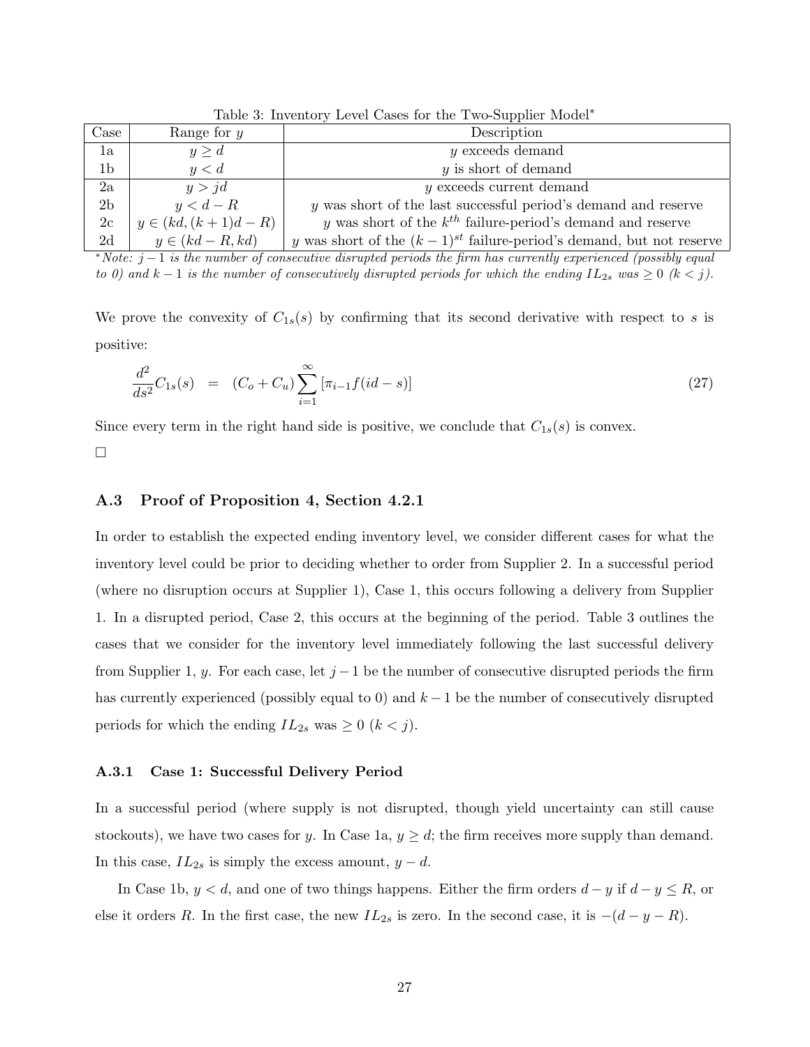Table 3: Inventory Level Cases for the Two-Supplier Model*

| Case | Range for $y$ | Description |
|---|---|---|
| 1a | $y \geq d$ | $y$ exceeds demand |
| 1b | $y < d$ | $y$ is short of demand |
| 2a | $y > jd$ | $y$ exceeds current demand |
| 2b | $y < d - R$ | $y$ was short of the last successful period's demand and reserve |
| 2c | $y \in (kd, (k+1)d - R)$ | $y$ was short of the $k^{th}$ failure-period's demand and reserve |
| 2d | $y \in (kd - R, kd)$ | $y$ was short of the $(k-1)^{st}$ failure-period's demand, but not reserve |

*\*Note: $j-1$ is the number of consecutive disrupted periods the firm has currently experienced (possibly equal to 0) and $k-1$ is the number of consecutively disrupted periods for which the ending $IL_{2s}$ was $\geq 0$ ($k < j$).*

We prove the convexity of $C_{1s}(s)$ by confirming that its second derivative with respect to $s$ is positive:

$$\frac{d^2}{ds^2}C_{1s}(s) \quad = \quad (C_o + C_u)\sum_{i=1}^{\infty}[\pi_{i-1}f(id - s)] \tag{27}$$

Since every term in the right hand side is positive, we conclude that $C_{1s}(s)$ is convex.

□

### A.3 Proof of Proposition 4, Section 4.2.1

In order to establish the expected ending inventory level, we consider different cases for what the inventory level could be prior to deciding whether to order from Supplier 2. In a successful period (where no disruption occurs at Supplier 1), Case 1, this occurs following a delivery from Supplier 1. In a disrupted period, Case 2, this occurs at the beginning of the period. Table 3 outlines the cases that we consider for the inventory level immediately following the last successful delivery from Supplier 1, $y$. For each case, let $j-1$ be the number of consecutive disrupted periods the firm has currently experienced (possibly equal to 0) and $k-1$ be the number of consecutively disrupted periods for which the ending $IL_{2s}$ was $\geq 0$ ($k < j$).

#### A.3.1 Case 1: Successful Delivery Period

In a successful period (where supply is not disrupted, though yield uncertainty can still cause stockouts), we have two cases for $y$. In Case 1a, $y \geq d$; the firm receives more supply than demand. In this case, $IL_{2s}$ is simply the excess amount, $y - d$.

In Case 1b, $y < d$, and one of two things happens. Either the firm orders $d - y$ if $d - y \leq R$, or else it orders $R$. In the first case, the new $IL_{2s}$ is zero. In the second case, it is $-(d - y - R)$.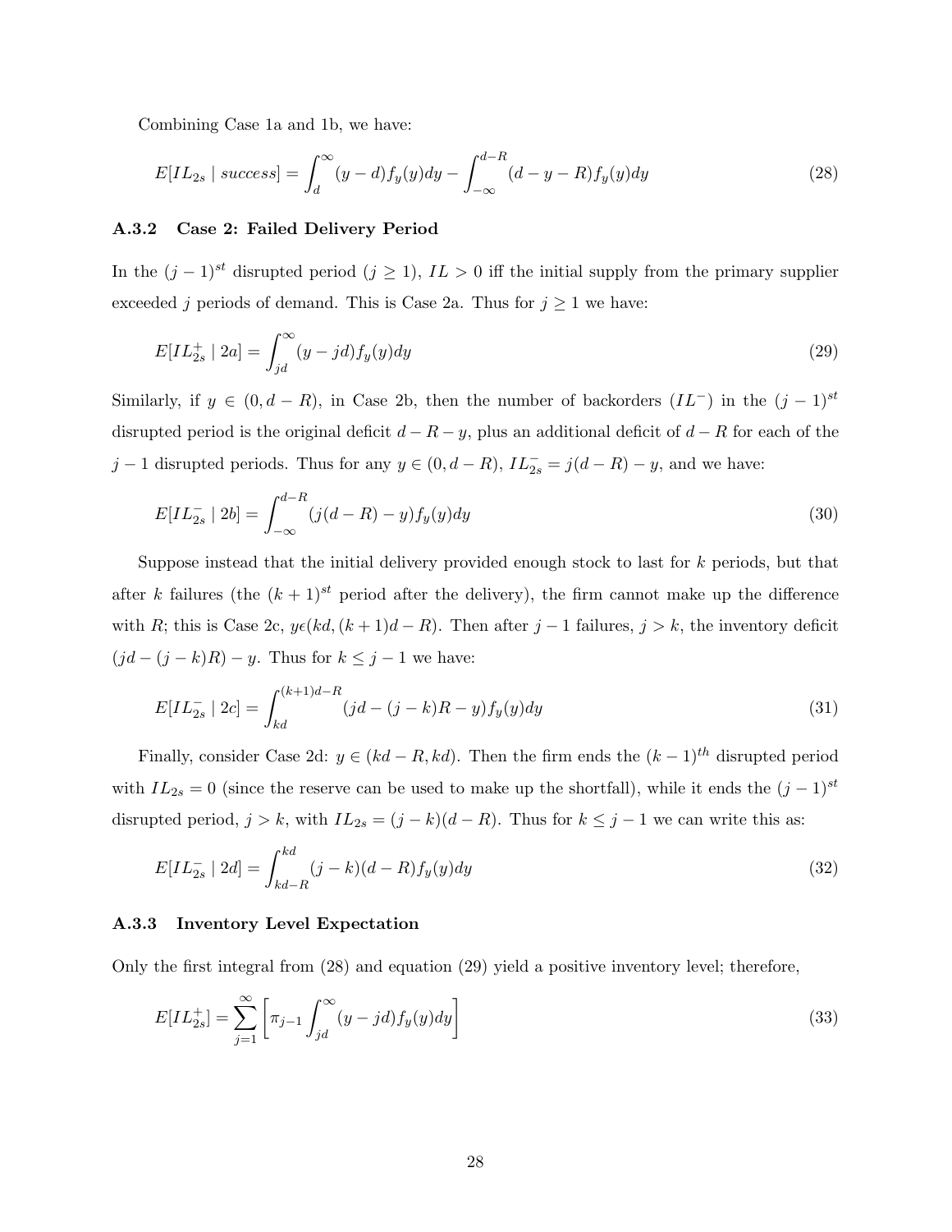Combining Case 1a and 1b, we have:

$$E[IL_{2s} \mid success] = \int_{d}^{\infty} (y-d) f_y(y) dy - \int_{-\infty}^{d-R} (d-y-R) f_y(y) dy \tag{28}$$

### A.3.2 Case 2: Failed Delivery Period

In the $(j-1)^{st}$ disrupted period ($j \geq 1$), $IL > 0$ iff the initial supply from the primary supplier exceeded $j$ periods of demand. This is Case 2a. Thus for $j \geq 1$ we have:

$$E[IL^{+}_{2s} \mid 2a] = \int_{jd}^{\infty} (y - jd) f_y(y) dy \tag{29}$$

Similarly, if $y \in (0, d-R)$, in Case 2b, then the number of backorders ($IL^{-}$) in the $(j-1)^{st}$ disrupted period is the original deficit $d - R - y$, plus an additional deficit of $d - R$ for each of the $j-1$ disrupted periods. Thus for any $y \in (0, d-R)$, $IL^{-}_{2s} = j(d-R) - y$, and we have:

$$E[IL^{-}_{2s} \mid 2b] = \int_{-\infty}^{d-R} (j(d-R) - y) f_y(y) dy \tag{30}$$

Suppose instead that the initial delivery provided enough stock to last for $k$ periods, but that after $k$ failures (the $(k+1)^{st}$ period after the delivery), the firm cannot make up the difference with $R$; this is Case 2c, $y \epsilon (kd, (k+1)d - R)$. Then after $j-1$ failures, $j > k$, the inventory deficit $(jd - (j-k)R) - y$. Thus for $k \leq j-1$ we have:

$$E[IL^{-}_{2s} \mid 2c] = \int_{kd}^{(k+1)d-R} (jd - (j-k)R - y) f_y(y) dy \tag{31}$$

Finally, consider Case 2d: $y \in (kd - R, kd)$. Then the firm ends the $(k-1)^{th}$ disrupted period with $IL_{2s} = 0$ (since the reserve can be used to make up the shortfall), while it ends the $(j-1)^{st}$ disrupted period, $j > k$, with $IL_{2s} = (j-k)(d-R)$. Thus for $k \leq j-1$ we can write this as:

$$E[IL^{-}_{2s} \mid 2d] = \int_{kd-R}^{kd} (j-k)(d-R) f_y(y) dy \tag{32}$$

### A.3.3 Inventory Level Expectation

Only the first integral from (28) and equation (29) yield a positive inventory level; therefore,

$$E[IL^{+}_{2s}] = \sum_{j=1}^{\infty} \left[ \pi_{j-1} \int_{jd}^{\infty} (y - jd) f_y(y) dy \right] \tag{33}$$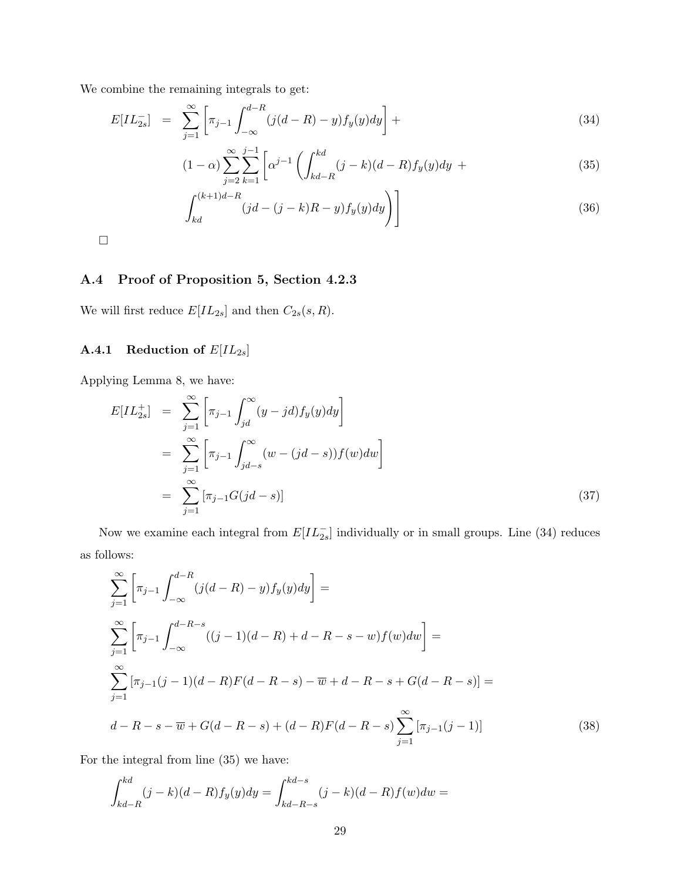We combine the remaining integrals to get:

$$
\begin{aligned}
E[IL_{2s}^{-}] &= \sum_{j=1}^{\infty}\left[\pi_{j-1}\int_{-\infty}^{d-R}(j(d-R)-y)f_y(y)dy\right] + & (34)\\
&\quad (1-\alpha)\sum_{j=2}^{\infty}\sum_{k=1}^{j-1}\left[\alpha^{j-1}\left(\int_{kd-R}^{kd}(j-k)(d-R)f_y(y)dy\ + \right.\right. & (35)\\
&\quad \left.\left.\int_{kd}^{(k+1)d-R}(jd-(j-k)R-y)f_y(y)dy\right)\right] & (36)
\end{aligned}
$$

□

## A.4 Proof of Proposition 5, Section 4.2.3

We will first reduce $E[IL_{2s}]$ and then $C_{2s}(s,R)$.

### A.4.1 Reduction of $E[IL_{2s}]$

Applying Lemma 8, we have:

$$
\begin{aligned}
E[IL_{2s}^{+}] &= \sum_{j=1}^{\infty}\left[\pi_{j-1}\int_{jd}^{\infty}(y-jd)f_y(y)dy\right]\\
&= \sum_{j=1}^{\infty}\left[\pi_{j-1}\int_{jd-s}^{\infty}(w-(jd-s))f(w)dw\right]\\
&= \sum_{j=1}^{\infty}\left[\pi_{j-1}G(jd-s)\right] \qquad (37)
\end{aligned}
$$

Now we examine each integral from $E[IL_{2s}^{-}]$ individually or in small groups. Line (34) reduces as follows:

$$
\sum_{j=1}^{\infty}\left[\pi_{j-1}\int_{-\infty}^{d-R}(j(d-R)-y)f_y(y)dy\right] =
$$

$$
\sum_{j=1}^{\infty}\left[\pi_{j-1}\int_{-\infty}^{d-R-s}((j-1)(d-R)+d-R-s-w)f(w)dw\right] =
$$

$$
\sum_{j=1}^{\infty}\left[\pi_{j-1}(j-1)(d-R)F(d-R-s)-\overline{w}+d-R-s+G(d-R-s)\right] =
$$

$$
d-R-s-\overline{w}+G(d-R-s)+(d-R)F(d-R-s)\sum_{j=1}^{\infty}\left[\pi_{j-1}(j-1)\right] \qquad (38)
$$

For the integral from line (35) we have:

$$
\int_{kd-R}^{kd}(j-k)(d-R)f_y(y)dy = \int_{kd-R-s}^{kd-s}(j-k)(d-R)f(w)dw =
$$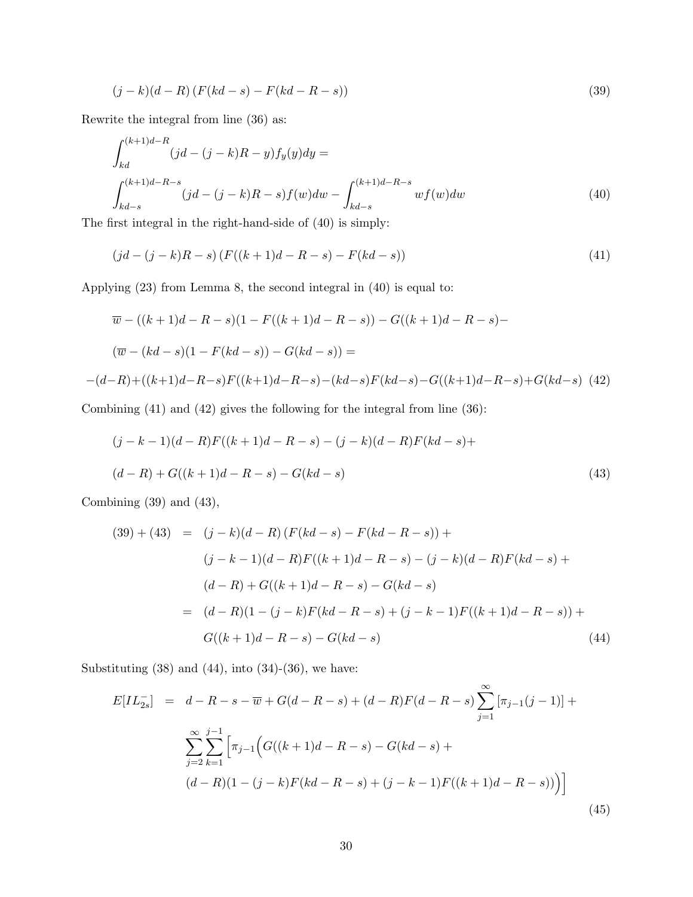$$(j-k)(d-R)\left(F(kd-s)-F(kd-R-s)\right) \tag{39}$$

Rewrite the integral from line (36) as:

$$\int_{kd}^{(k+1)d-R}(jd-(j-k)R-y)f_y(y)dy =$$

$$\int_{kd-s}^{(k+1)d-R-s}(jd-(j-k)R-s)f(w)dw - \int_{kd-s}^{(k+1)d-R-s} wf(w)dw \tag{40}$$

The first integral in the right-hand-side of (40) is simply:

$$(jd-(j-k)R-s)\left(F((k+1)d-R-s)-F(kd-s)\right) \tag{41}$$

Applying (23) from Lemma 8, the second integral in (40) is equal to:

$$\overline{w}-((k+1)d-R-s)(1-F((k+1)d-R-s))-G((k+1)d-R-s)-$$

$$(\overline{w}-(kd-s)(1-F(kd-s))-G(kd-s)) =$$

$$-(d-R)+((k+1)d-R-s)F((k+1)d-R-s)-(kd-s)F(kd-s)-G((k+1)d-R-s)+G(kd-s) \tag{42}$$

Combining (41) and (42) gives the following for the integral from line (36):

$$(j-k-1)(d-R)F((k+1)d-R-s)-(j-k)(d-R)F(kd-s)+$$

$$(d-R)+G((k+1)d-R-s)-G(kd-s) \tag{43}$$

Combining (39) and (43),

$$\begin{aligned}
(39)+(43) \;&=\; (j-k)(d-R)\left(F(kd-s)-F(kd-R-s)\right)+\\
&\quad\; (j-k-1)(d-R)F((k+1)d-R-s)-(j-k)(d-R)F(kd-s)+\\
&\quad\; (d-R)+G((k+1)d-R-s)-G(kd-s)\\
&=\; (d-R)(1-(j-k)F(kd-R-s)+(j-k-1)F((k+1)d-R-s))+\\
&\quad\; G((k+1)d-R-s)-G(kd-s)
\end{aligned} \tag{44}$$

Substituting (38) and (44), into (34)-(36), we have:

$$\begin{aligned}
E[IL_{2s}^{-}] \;&=\; d-R-s-\overline{w}+G(d-R-s)+(d-R)F(d-R-s)\sum_{j=1}^{\infty}\left[\pi_{j-1}(j-1)\right]+\\
&\quad\; \sum_{j=2}^{\infty}\sum_{k=1}^{j-1}\Big[\pi_{j-1}\Big(G((k+1)d-R-s)-G(kd-s)+\\
&\quad\; (d-R)(1-(j-k)F(kd-R-s)+(j-k-1)F((k+1)d-R-s))\Big)\Big]
\end{aligned} \tag{45}$$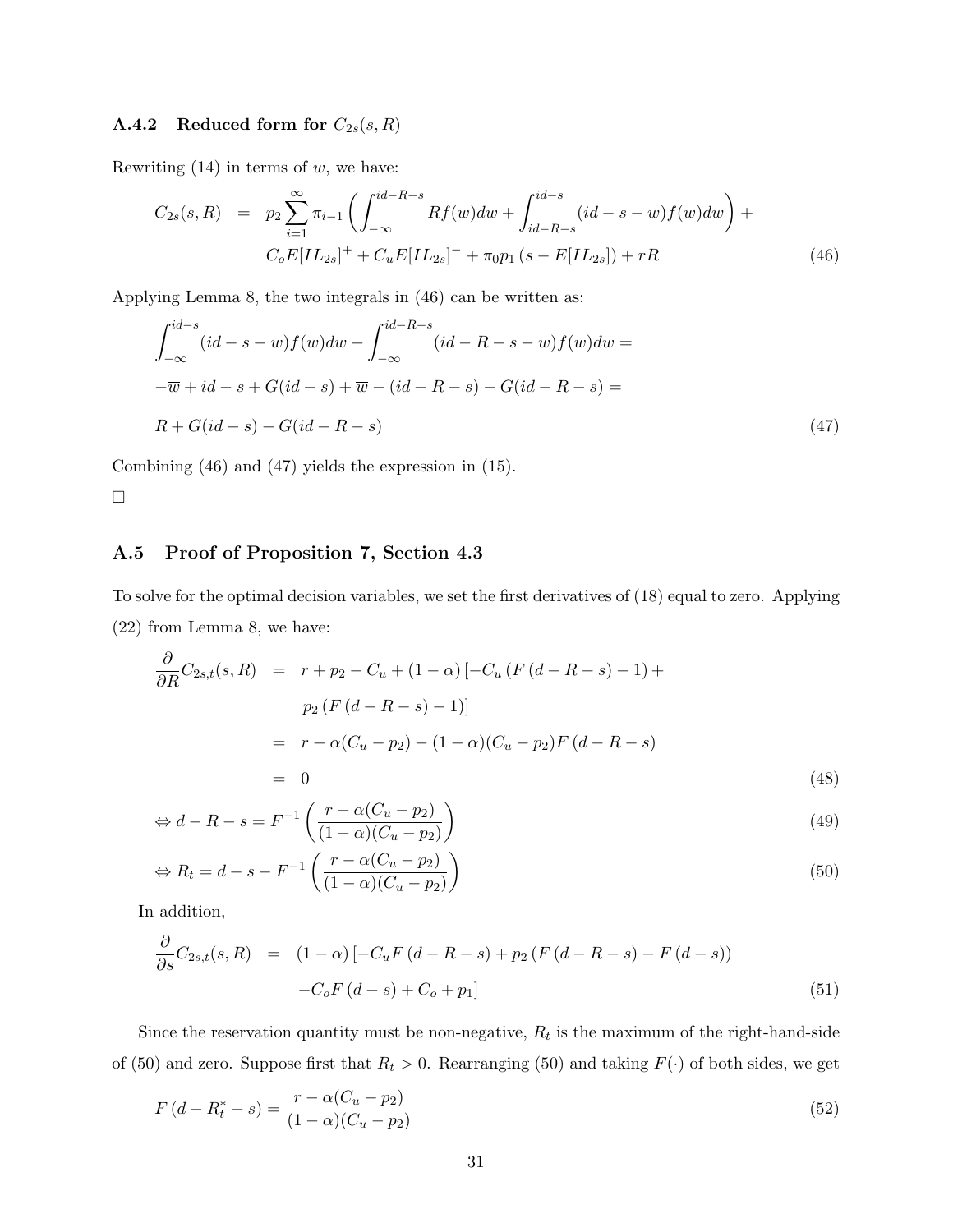### A.4.2 Reduced form for $C_{2s}(s, R)$

Rewriting (14) in terms of $w$, we have:

$$
\begin{aligned}
C_{2s}(s,R) &= p_2 \sum_{i=1}^{\infty} \pi_{i-1} \left( \int_{-\infty}^{id-R-s} R f(w) dw + \int_{id-R-s}^{id-s} (id - s - w) f(w) dw \right) + \\
& \quad C_o E[IL_{2s}]^+ + C_u E[IL_{2s}]^- + \pi_0 p_1 \left( s - E[IL_{2s}] \right) + rR \qquad (46)
\end{aligned}
$$

Applying Lemma 8, the two integrals in (46) can be written as:

$$
\begin{aligned}
& \int_{-\infty}^{id-s} (id - s - w) f(w) dw - \int_{-\infty}^{id-R-s} (id - R - s - w) f(w) dw = \\
& -\overline{w} + id - s + G(id - s) + \overline{w} - (id - R - s) - G(id - R - s) = \\
& R + G(id - s) - G(id - R - s) \qquad (47)
\end{aligned}
$$

Combining (46) and (47) yields the expression in (15).

□

## A.5 Proof of Proposition 7, Section 4.3

To solve for the optimal decision variables, we set the first derivatives of (18) equal to zero. Applying (22) from Lemma 8, we have:

$$
\begin{aligned}
\frac{\partial}{\partial R} C_{2s,t}(s,R) &= r + p_2 - C_u + (1-\alpha) \left[ -C_u \left( F\left(d - R - s\right) - 1 \right) + \right. \\
& \qquad \left. p_2 \left( F\left(d - R - s\right) - 1 \right) \right] \\
&= r - \alpha(C_u - p_2) - (1-\alpha)(C_u - p_2) F\left(d - R - s\right) \\
&= 0 \qquad (48)
\end{aligned}
$$

$$
\Leftrightarrow d - R - s = F^{-1} \left( \frac{r - \alpha(C_u - p_2)}{(1-\alpha)(C_u - p_2)} \right) \qquad (49)
$$

$$
\Leftrightarrow R_t = d - s - F^{-1} \left( \frac{r - \alpha(C_u - p_2)}{(1-\alpha)(C_u - p_2)} \right) \qquad (50)
$$

In addition,

$$
\begin{aligned}
\frac{\partial}{\partial s} C_{2s,t}(s,R) &= (1-\alpha) \left[ -C_u F\left(d - R - s\right) + p_2 \left( F\left(d - R - s\right) - F\left(d - s\right) \right) \right. \\
& \qquad \left. - C_o F\left(d - s\right) + C_o + p_1 \right] \qquad (51)
\end{aligned}
$$

Since the reservation quantity must be non-negative, $R_t$ is the maximum of the right-hand-side of (50) and zero. Suppose first that $R_t > 0$. Rearranging (50) and taking $F(\cdot)$ of both sides, we get

$$
F\left(d - R_t^* - s\right) = \frac{r - \alpha(C_u - p_2)}{(1-\alpha)(C_u - p_2)} \qquad (52)
$$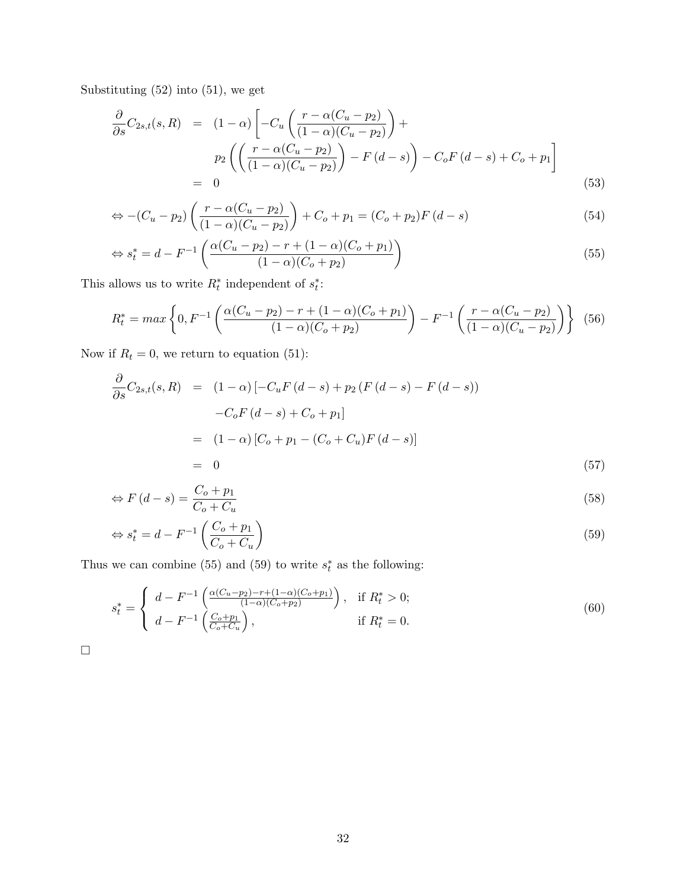Substituting (52) into (51), we get

$$
\begin{aligned}
\frac{\partial}{\partial s} C_{2s,t}(s, R) &= (1-\alpha)\left[ -C_u \left( \frac{r - \alpha(C_u - p_2)}{(1-\alpha)(C_u - p_2)} \right) + \right. \\
&\quad \left. p_2 \left( \left( \frac{r - \alpha(C_u - p_2)}{(1-\alpha)(C_u - p_2)} \right) - F(d-s) \right) - C_o F(d-s) + C_o + p_1 \right] \\
&= 0
\end{aligned}
\tag{53}
$$

$$
\Leftrightarrow -(C_u - p_2)\left( \frac{r - \alpha(C_u - p_2)}{(1-\alpha)(C_u - p_2)} \right) + C_o + p_1 = (C_o + p_2) F(d-s) \tag{54}
$$

$$
\Leftrightarrow s_t^* = d - F^{-1}\left( \frac{\alpha(C_u - p_2) - r + (1-\alpha)(C_o + p_1)}{(1-\alpha)(C_o + p_2)} \right) \tag{55}
$$

This allows us to write $R_t^*$ independent of $s_t^*$:

$$
R_t^* = max\left\{ 0, F^{-1}\left( \frac{\alpha(C_u - p_2) - r + (1-\alpha)(C_o + p_1)}{(1-\alpha)(C_o + p_2)} \right) - F^{-1}\left( \frac{r - \alpha(C_u - p_2)}{(1-\alpha)(C_u - p_2)} \right) \right\} \tag{56}
$$

Now if $R_t = 0$, we return to equation (51):

$$
\begin{aligned}
\frac{\partial}{\partial s} C_{2s,t}(s, R) &= (1-\alpha)\left[ -C_u F(d-s) + p_2 \left( F(d-s) - F(d-s) \right) \right. \\
&\quad \left. - C_o F(d-s) + C_o + p_1 \right] \\
&= (1-\alpha)\left[ C_o + p_1 - (C_o + C_u) F(d-s) \right] \\
&= 0
\end{aligned}
\tag{57}
$$

$$
\Leftrightarrow F(d-s) = \frac{C_o + p_1}{C_o + C_u} \tag{58}
$$

$$
\Leftrightarrow s_t^* = d - F^{-1}\left( \frac{C_o + p_1}{C_o + C_u} \right) \tag{59}
$$

Thus we can combine (55) and (59) to write $s_t^*$ as the following:

$$
s_t^* = \begin{cases} d - F^{-1}\left( \frac{\alpha(C_u - p_2) - r + (1-\alpha)(C_o + p_1)}{(1-\alpha)(C_o + p_2)} \right), & \text{if } R_t^* > 0; \\ d - F^{-1}\left( \frac{C_o + p_1}{C_o + C_u} \right), & \text{if } R_t^* = 0. \end{cases} \tag{60}
$$

□